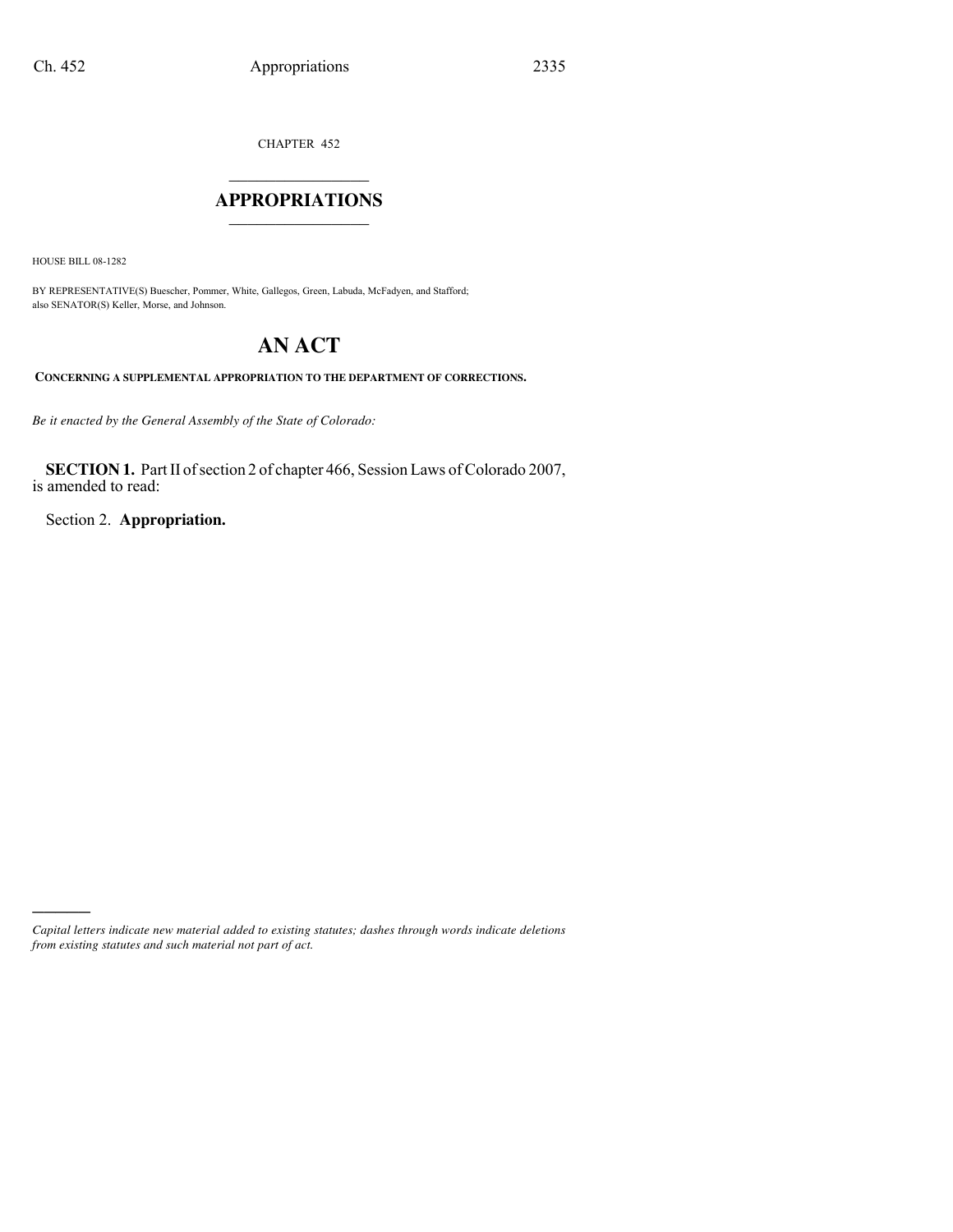CHAPTER 452

# APPROPRIATIONS

HOUSE BILL 08-1282

BY REPRESENTATIVE(S) Buescher, Pommer, White, Gallegos, Green, Labuda, McFadyen, and Stafford;
also SENATOR(S) Keller, Morse, and Johnson.

# AN ACT

**CONCERNING A SUPPLEMENTAL APPROPRIATION TO THE DEPARTMENT OF CORRECTIONS.**

*Be it enacted by the General Assembly of the State of Colorado:*

**SECTION 1.** Part II of section 2 of chapter 466, Session Laws of Colorado 2007, is amended to read:

Section 2. **Appropriation.**

---

*Capital letters indicate new material added to existing statutes; dashes through words indicate deletions from existing statutes and such material not part of act.*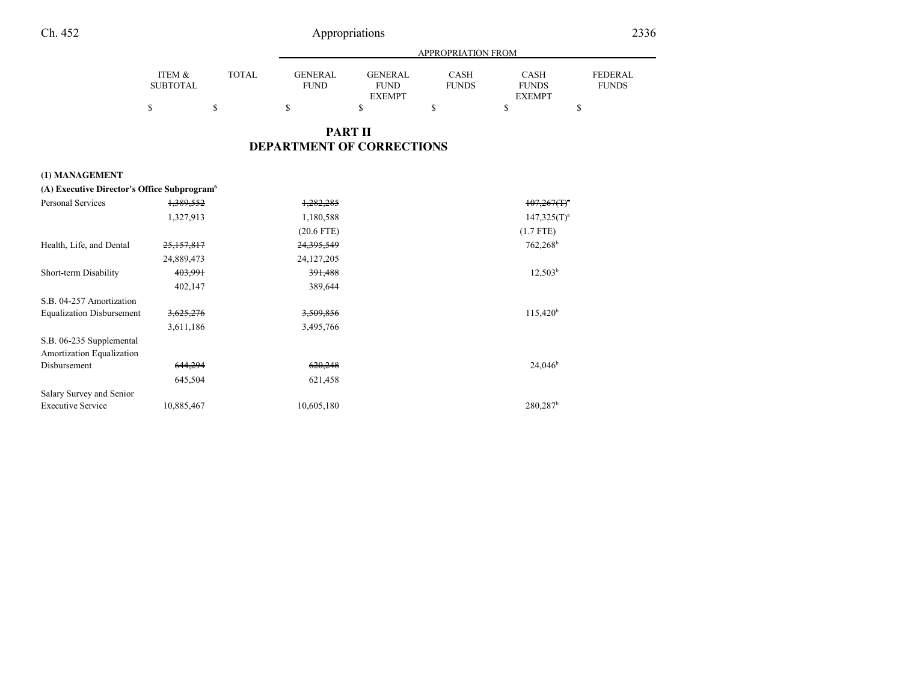## PART II
## DEPARTMENT OF CORRECTIONS

| | ITEM & SUBTOTAL | TOTAL | GENERAL FUND | GENERAL FUND EXEMPT | CASH FUNDS | CASH FUNDS EXEMPT | FEDERAL FUNDS |
|---|---|---|---|---|---|---|---|
| | | | APPROPRIATION FROM | | | | |
| | $ | $ | $ | $ | $ | $ | $ |
| **(1) MANAGEMENT** | | | | | | | |
| **(A) Executive Director's Office Subprogram[6]** | | | | | | | |
| Personal Services | ~~1,389,552~~ | | ~~1,282,285~~ | | | ~~107,267(T)[a]~~ | |
| | 1,327,913 | | 1,180,588 | | | 147,325(T)[a] | |
| | | | (20.6 FTE) | | | (1.7 FTE) | |
| Health, Life, and Dental | ~~25,157,817~~ | | ~~24,395,549~~ | | | 762,268[b] | |
| | 24,889,473 | | 24,127,205 | | | | |
| Short-term Disability | ~~403,991~~ | | ~~391,488~~ | | | 12,503[b] | |
| | 402,147 | | 389,644 | | | | |
| S.B. 04-257 Amortization Equalization Disbursement | ~~3,625,276~~ | | ~~3,509,856~~ | | | 115,420[b] | |
| | 3,611,186 | | 3,495,766 | | | | |
| S.B. 06-235 Supplemental Amortization Equalization Disbursement | ~~644,294~~ | | ~~620,248~~ | | | 24,046[b] | |
| | 645,504 | | 621,458 | | | | |
| Salary Survey and Senior Executive Service | 10,885,467 | | 10,605,180 | | | 280,287[b] | |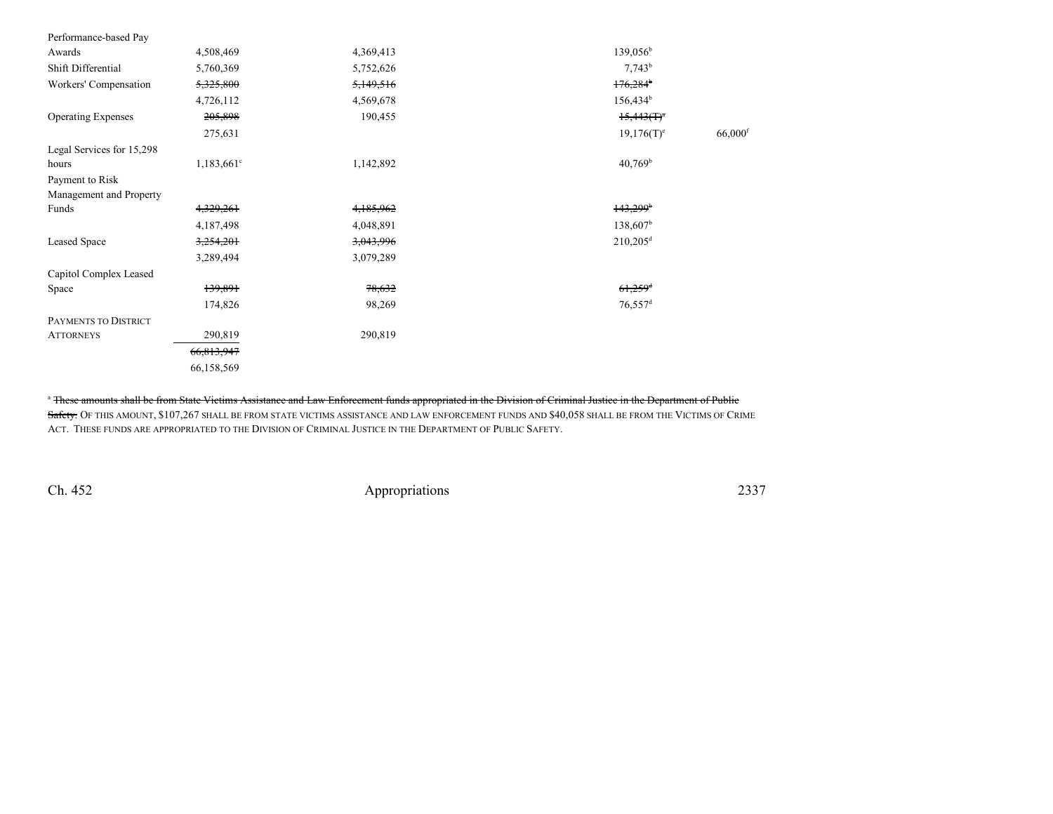| | | | | |
|---|---|---|---|---|
| Performance-based Pay Awards | 4,508,469 | 4,369,413 | 139,056[b] | |
| Shift Differential | 5,760,369 | 5,752,626 | 7,743[b] | |
| Workers' Compensation | ~~5,325,800~~ | ~~5,149,516~~ | ~~176,284[b]~~ | |
| | 4,726,112 | 4,569,678 | 156,434[b] | |
| Operating Expenses | ~~205,898~~ | 190,455 | ~~15,443(T)[a]~~ | |
| | 275,631 | | 19,176(T)[e] | 66,000[f] |
| Legal Services for 15,298 hours | 1,183,661[c] | 1,142,892 | 40,769[b] | |
| Payment to Risk Management and Property Funds | ~~4,329,261~~ | ~~4,185,962~~ | ~~143,299[b]~~ | |
| | 4,187,498 | 4,048,891 | 138,607[b] | |
| Leased Space | ~~3,254,201~~ | ~~3,043,996~~ | 210,205[d] | |
| | 3,289,494 | 3,079,289 | | |
| Capitol Complex Leased Space | ~~139,891~~ | ~~78,632~~ | ~~61,259[d]~~ | |
| | 174,826 | 98,269 | 76,557[d] | |
| PAYMENTS TO DISTRICT ATTORNEYS | 290,819 | 290,819 | | |
| | ~~66,813,947~~ | | | |
| | 66,158,569 | | | |

[a] ~~These amounts shall be from State Victims Assistance and Law Enforcement funds appropriated in the Division of Criminal Justice in the Department of Public Safety.~~ OF THIS AMOUNT, $107,267 SHALL BE FROM STATE VICTIMS ASSISTANCE AND LAW ENFORCEMENT FUNDS AND $40,058 SHALL BE FROM THE VICTIMS OF CRIME ACT. THESE FUNDS ARE APPROPRIATED TO THE DIVISION OF CRIMINAL JUSTICE IN THE DEPARTMENT OF PUBLIC SAFETY.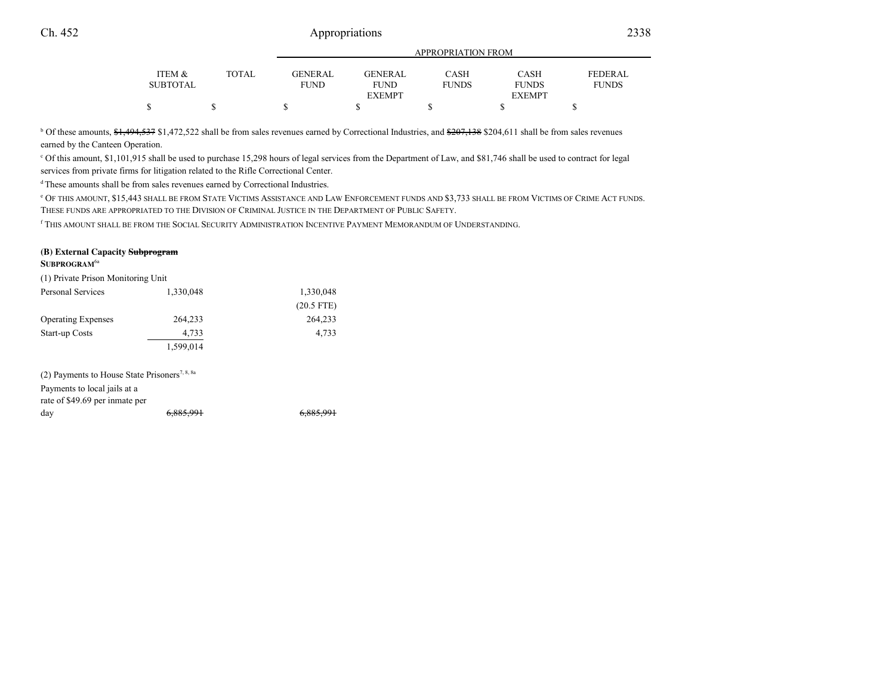| | ITEM & SUBTOTAL | TOTAL | APPROPRIATION FROM GENERAL FUND | GENERAL FUND EXEMPT | CASH FUNDS | CASH FUNDS EXEMPT | FEDERAL FUNDS |
|---|---|---|---|---|---|---|---|
| | $ | $ | $ | $ | $ | $ | $ |

[b] Of these amounts, ~~$1,494,537~~ $1,472,522 shall be from sales revenues earned by Correctional Industries, and ~~$207,138~~ $204,611 shall be from sales revenues earned by the Canteen Operation.

[c] Of this amount, $1,101,915 shall be used to purchase 15,298 hours of legal services from the Department of Law, and $81,746 shall be used to contract for legal services from private firms for litigation related to the Rifle Correctional Center.

[d] These amounts shall be from sales revenues earned by Correctional Industries.

[e] OF THIS AMOUNT, $15,443 SHALL BE FROM STATE VICTIMS ASSISTANCE AND LAW ENFORCEMENT FUNDS AND $3,733 SHALL BE FROM VICTIMS OF CRIME ACT FUNDS. THESE FUNDS ARE APPROPRIATED TO THE DIVISION OF CRIMINAL JUSTICE IN THE DEPARTMENT OF PUBLIC SAFETY.

[f] THIS AMOUNT SHALL BE FROM THE SOCIAL SECURITY ADMINISTRATION INCENTIVE PAYMENT MEMORANDUM OF UNDERSTANDING.

**(B) External Capacity ~~Subprogram~~**
**SUBPROGRAM**[6a]

| | ITEM & SUBTOTAL | TOTAL | GENERAL FUND | GENERAL FUND EXEMPT | CASH FUNDS | CASH FUNDS EXEMPT | FEDERAL FUNDS |
|---|---|---|---|---|---|---|---|
| (1) Private Prison Monitoring Unit | | | | | | | |
| Personal Services | 1,330,048 | | 1,330,048 | | | | |
| | | | (20.5 FTE) | | | | |
| Operating Expenses | 264,233 | | 264,233 | | | | |
| Start-up Costs | 4,733 | | 4,733 | | | | |
| | 1,599,014 | | | | | | |
| (2) Payments to House State Prisoners[7, 8, 8a] | | | | | | | |
| Payments to local jails at a rate of $49.69 per inmate per day | ~~6,885,991~~ | | ~~6,885,991~~ | | | | |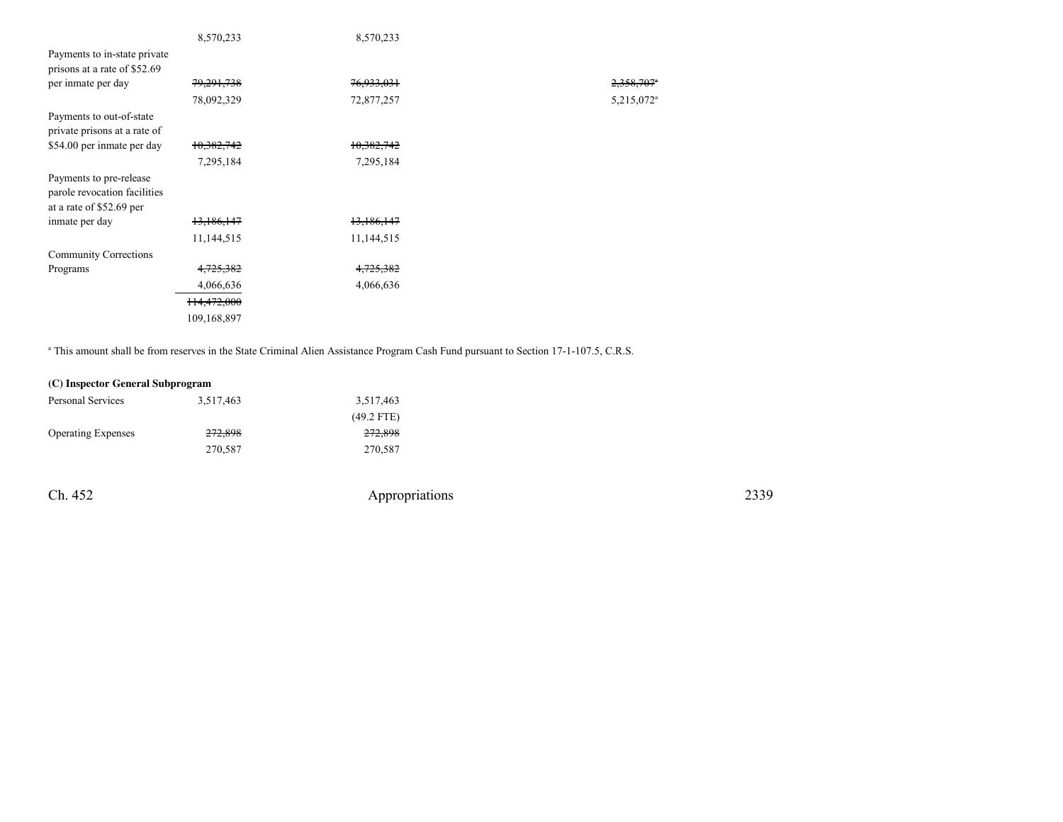| | | | | | |
|---|---|---|---|---|---|
| | 8,570,233 | 8,570,233 | | | |
| Payments to in-state private prisons at a rate of $52.69 per inmate per day | ~~79,291,738~~ | ~~76,933,031~~ | | ~~2,358,707~~[a] | |
| | 78,092,329 | 72,877,257 | | 5,215,072[a] | |
| Payments to out-of-state private prisons at a rate of $54.00 per inmate per day | ~~10,382,742~~ | ~~10,382,742~~ | | | |
| | 7,295,184 | 7,295,184 | | | |
| Payments to pre-release parole revocation facilities at a rate of $52.69 per inmate per day | ~~13,186,147~~ | ~~13,186,147~~ | | | |
| | 11,144,515 | 11,144,515 | | | |
| Community Corrections Programs | ~~4,725,382~~ | ~~4,725,382~~ | | | |
| | 4,066,636 | 4,066,636 | | | |
| | ~~114,472,000~~ | | | | |
| | 109,168,897 | | | | |

[a] This amount shall be from reserves in the State Criminal Alien Assistance Program Cash Fund pursuant to Section 17-1-107.5, C.R.S.

**(C) Inspector General Subprogram**

| | | | | | |
|---|---|---|---|---|---|
| Personal Services | 3,517,463 | 3,517,463 | | | |
| | | (49.2 FTE) | | | |
| Operating Expenses | ~~272,898~~ | ~~272,898~~ | | | |
| | 270,587 | 270,587 | | | |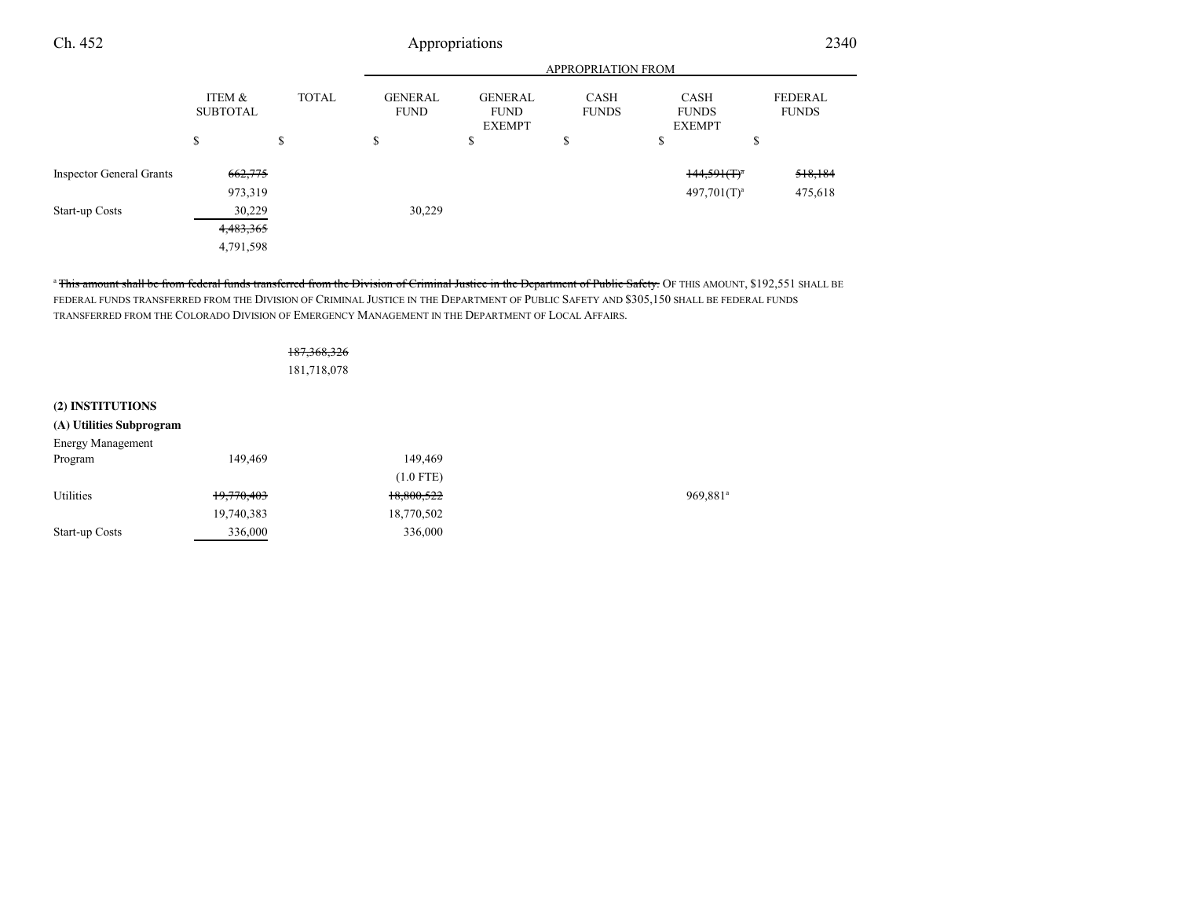| | ITEM & SUBTOTAL | TOTAL | GENERAL FUND | GENERAL FUND EXEMPT | CASH FUNDS | CASH FUNDS EXEMPT | FEDERAL FUNDS |
|---|---|---|---|---|---|---|---|
| | $ | $ | $ | $ | $ | $ | $ |
| Inspector General Grants | ~~662,775~~ | | | | | ~~144,591(T)~~[a] | ~~518,184~~ |
| | 973,319 | | | | | 497,701(T)[a] | 475,618 |
| Start-up Costs | 30,229 | | 30,229 | | | | |
| | ~~4,483,365~~ | | | | | | |
| | 4,791,598 | | | | | | |

[a] ~~This amount shall be from federal funds transferred from the Division of Criminal Justice in the Department of Public Safety.~~ OF THIS AMOUNT, $192,551 SHALL BE FEDERAL FUNDS TRANSFERRED FROM THE DIVISION OF CRIMINAL JUSTICE IN THE DEPARTMENT OF PUBLIC SAFETY AND $305,150 SHALL BE FEDERAL FUNDS TRANSFERRED FROM THE COLORADO DIVISION OF EMERGENCY MANAGEMENT IN THE DEPARTMENT OF LOCAL AFFAIRS.

| | ITEM & SUBTOTAL | TOTAL | GENERAL FUND | GENERAL FUND EXEMPT | CASH FUNDS | CASH FUNDS EXEMPT | FEDERAL FUNDS |
|---|---|---|---|---|---|---|---|
| | | ~~187,368,326~~ | | | | | |
| | | 181,718,078 | | | | | |
| **(2) INSTITUTIONS** | | | | | | | |
| **(A) Utilities Subprogram** | | | | | | | |
| Energy Management Program | 149,469 | | 149,469 | | | | |
| | | | (1.0 FTE) | | | | |
| Utilities | ~~19,770,403~~ | | ~~18,800,522~~ | | | 969,881[a] | |
| | 19,740,383 | | 18,770,502 | | | | |
| Start-up Costs | 336,000 | | 336,000 | | | | |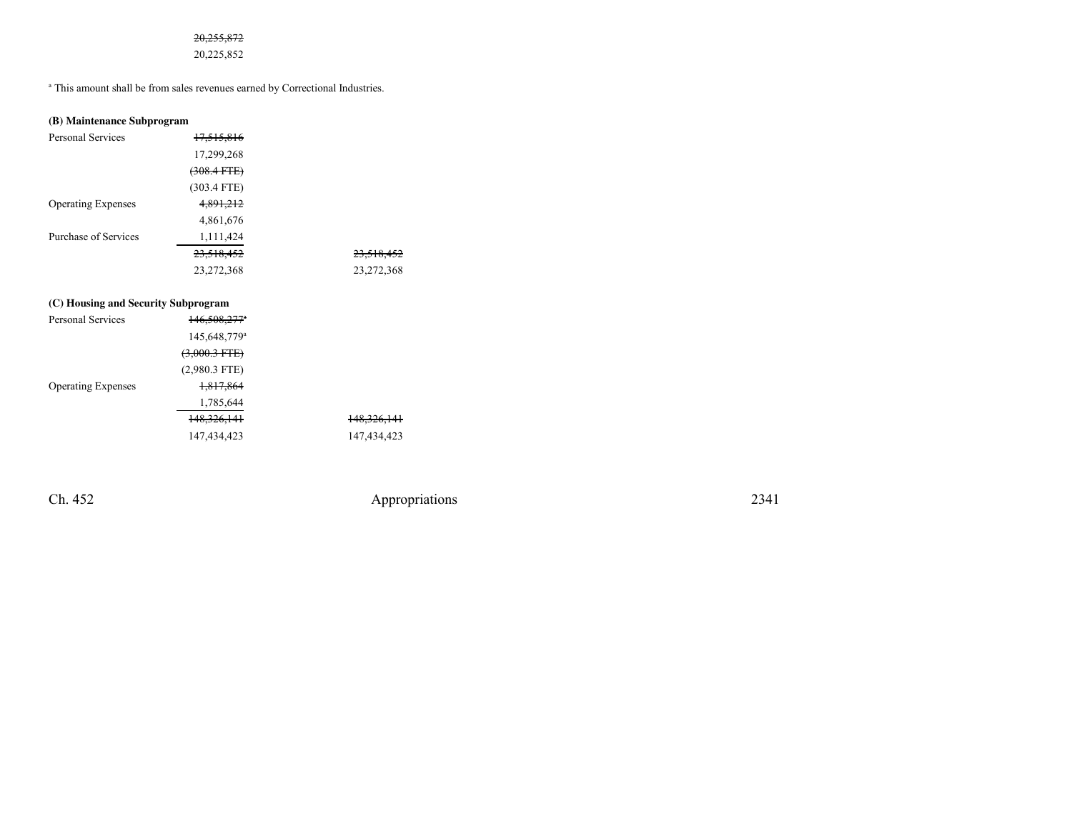~~20,255,872~~
20,225,852

[a] This amount shall be from sales revenues earned by Correctional Industries.

**(B) Maintenance Subprogram**

| | | |
|---|---|---|
| Personal Services | ~~17,515,816~~ | |
| | 17,299,268 | |
| | ~~(308.4 FTE)~~ | |
| | (303.4 FTE) | |
| Operating Expenses | ~~4,891,212~~ | |
| | 4,861,676 | |
| Purchase of Services | 1,111,424 | |
| | ~~23,518,452~~ | ~~23,518,452~~ |
| | 23,272,368 | 23,272,368 |

**(C) Housing and Security Subprogram**

| | | |
|---|---|---|
| Personal Services | ~~146,508,277~~[a] | |
| | 145,648,779[a] | |
| | ~~(3,000.3 FTE)~~ | |
| | (2,980.3 FTE) | |
| Operating Expenses | ~~1,817,864~~ | |
| | 1,785,644 | |
| | ~~148,326,141~~ | ~~148,326,141~~ |
| | 147,434,423 | 147,434,423 |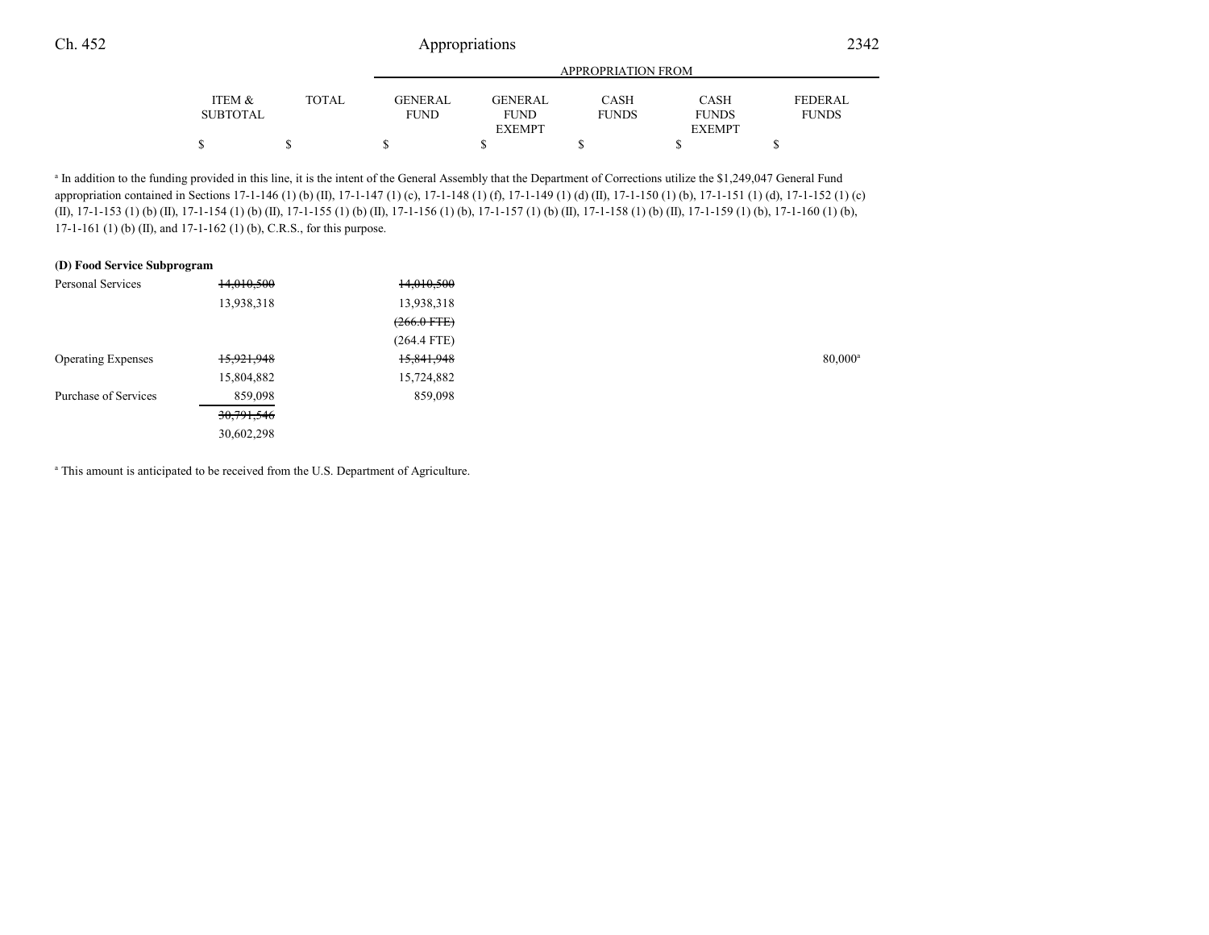| | ITEM & SUBTOTAL | TOTAL | APPROPRIATION FROM GENERAL FUND | GENERAL FUND EXEMPT | CASH FUNDS | CASH FUNDS EXEMPT | FEDERAL FUNDS |
|---|---|---|---|---|---|---|---|
| | $ | $ | $ | $ | $ | $ | $ |

[a] In addition to the funding provided in this line, it is the intent of the General Assembly that the Department of Corrections utilize the $1,249,047 General Fund appropriation contained in Sections 17-1-146 (1) (b) (II), 17-1-147 (1) (c), 17-1-148 (1) (f), 17-1-149 (1) (d) (II), 17-1-150 (1) (b), 17-1-151 (1) (d), 17-1-152 (1) (c) (II), 17-1-153 (1) (b) (II), 17-1-154 (1) (b) (II), 17-1-155 (1) (b) (II), 17-1-156 (1) (b), 17-1-157 (1) (b) (II), 17-1-158 (1) (b) (II), 17-1-159 (1) (b), 17-1-160 (1) (b), 17-1-161 (1) (b) (II), and 17-1-162 (1) (b), C.R.S., for this purpose.

**(D) Food Service Subprogram**

| | ITEM & SUBTOTAL | TOTAL | GENERAL FUND | GENERAL FUND EXEMPT | CASH FUNDS | CASH FUNDS EXEMPT | FEDERAL FUNDS |
|---|---|---|---|---|---|---|---|
| Personal Services | ~~14,010,500~~ | | ~~14,010,500~~ | | | | |
| | 13,938,318 | | 13,938,318 | | | | |
| | | | ~~(266.0 FTE)~~ | | | | |
| | | | (264.4 FTE) | | | | |
| Operating Expenses | ~~15,921,948~~ | | ~~15,841,948~~ | | | | 80,000[a] |
| | 15,804,882 | | 15,724,882 | | | | |
| Purchase of Services | 859,098 | | 859,098 | | | | |
| | ~~30,791,546~~ | | | | | | |
| | 30,602,298 | | | | | | |

[a] This amount is anticipated to be received from the U.S. Department of Agriculture.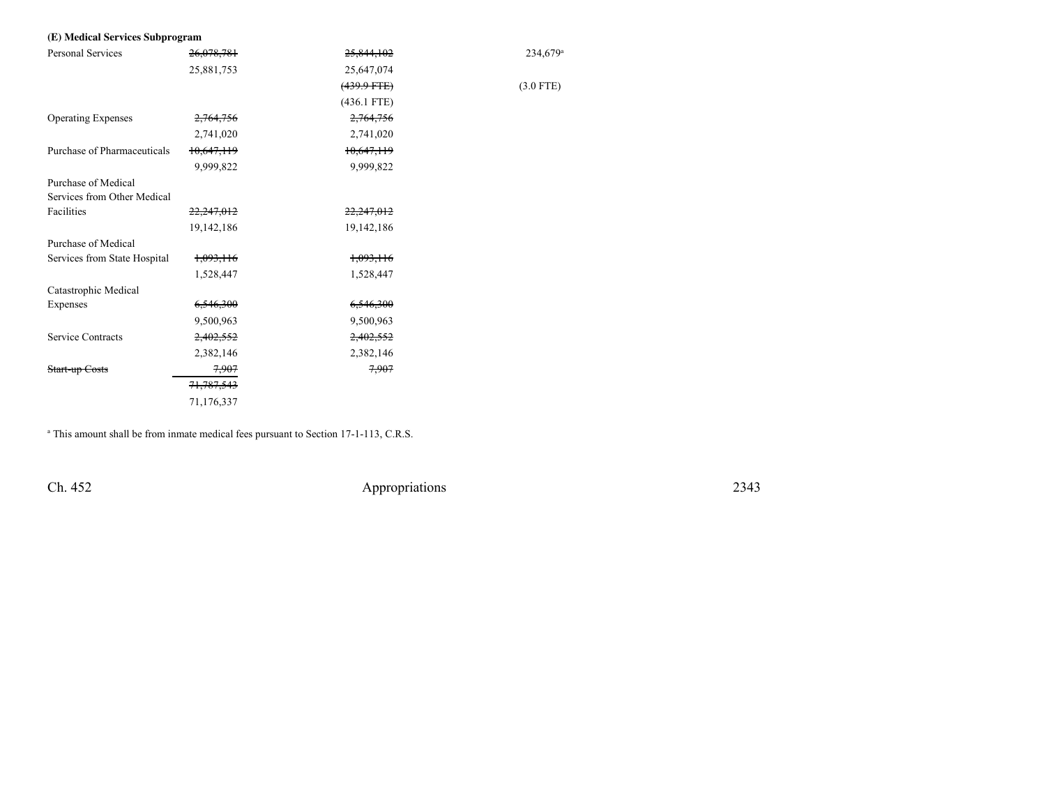**(E) Medical Services Subprogram**

| | | | |
|---|---|---|---|
| Personal Services | ~~26,078,781~~ | ~~25,844,102~~ | 234,679[a] |
| | 25,881,753 | 25,647,074 | |
| | | ~~(439.9 FTE)~~ | (3.0 FTE) |
| | | (436.1 FTE) | |
| Operating Expenses | ~~2,764,756~~ | ~~2,764,756~~ | |
| | 2,741,020 | 2,741,020 | |
| Purchase of Pharmaceuticals | ~~10,647,119~~ | ~~10,647,119~~ | |
| | 9,999,822 | 9,999,822 | |
| Purchase of Medical Services from Other Medical Facilities | ~~22,247,012~~ | ~~22,247,012~~ | |
| | 19,142,186 | 19,142,186 | |
| Purchase of Medical Services from State Hospital | ~~1,093,116~~ | ~~1,093,116~~ | |
| | 1,528,447 | 1,528,447 | |
| Catastrophic Medical Expenses | ~~6,546,300~~ | ~~6,546,300~~ | |
| | 9,500,963 | 9,500,963 | |
| Service Contracts | ~~2,402,552~~ | ~~2,402,552~~ | |
| | 2,382,146 | 2,382,146 | |
| ~~Start-up Costs~~ | ~~7,907~~ | ~~7,907~~ | |
| | ~~71,787,543~~ | | |
| | 71,176,337 | | |

[a] This amount shall be from inmate medical fees pursuant to Section 17-1-113, C.R.S.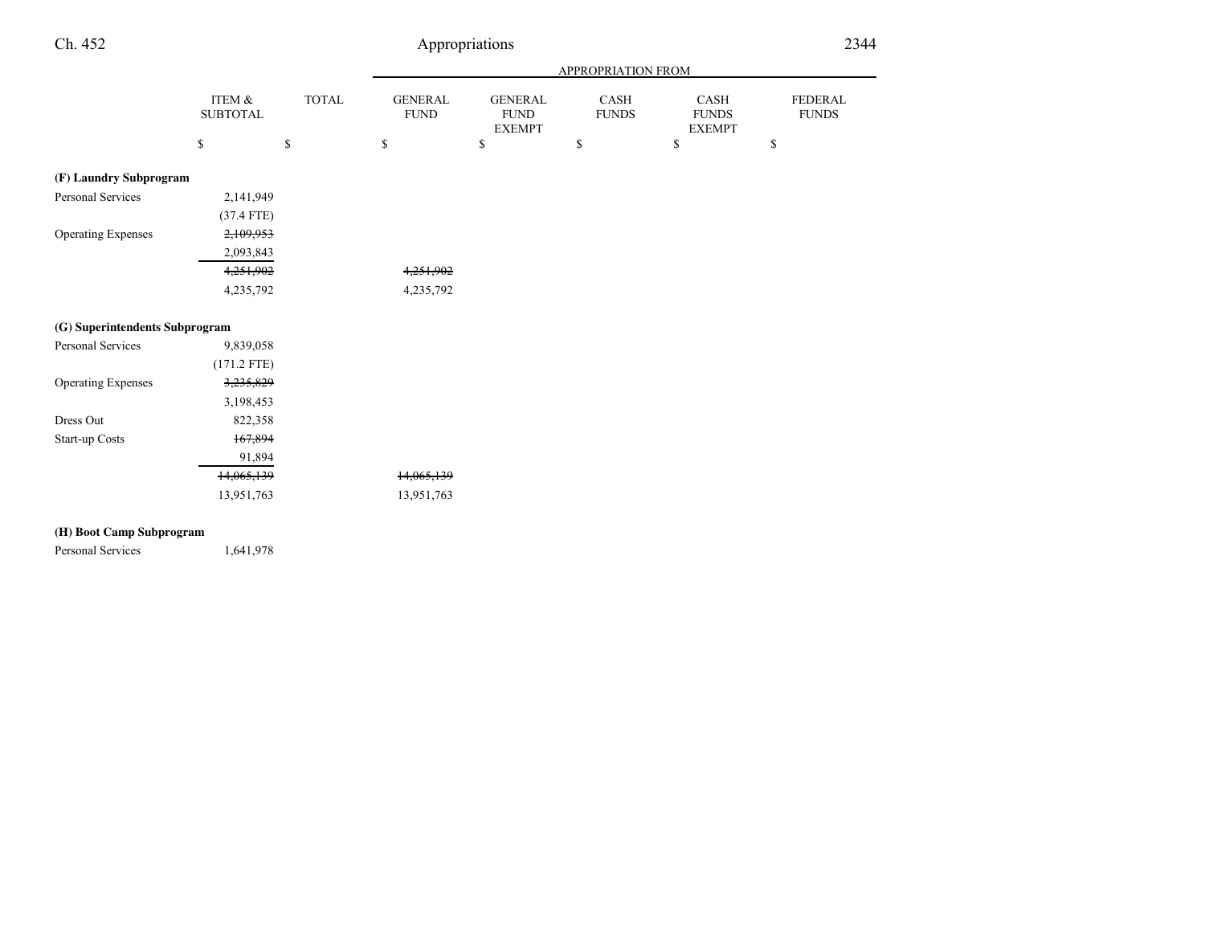| | ITEM & SUBTOTAL | TOTAL | APPROPRIATION FROM GENERAL FUND | GENERAL FUND EXEMPT | CASH FUNDS | CASH FUNDS EXEMPT | FEDERAL FUNDS |
|---|---|---|---|---|---|---|---|
| | $ | $ | $ | $ | $ | $ | $ |
| **(F) Laundry Subprogram** | | | | | | | |
| Personal Services | 2,141,949 | | | | | | |
| | (37.4 FTE) | | | | | | |
| Operating Expenses | ~~2,109,953~~ | | | | | | |
| | 2,093,843 | | | | | | |
| | ~~4,251,902~~ | | ~~4,251,902~~ | | | | |
| | 4,235,792 | | 4,235,792 | | | | |
| **(G) Superintendents Subprogram** | | | | | | | |
| Personal Services | 9,839,058 | | | | | | |
| | (171.2 FTE) | | | | | | |
| Operating Expenses | ~~3,235,829~~ | | | | | | |
| | 3,198,453 | | | | | | |
| Dress Out | 822,358 | | | | | | |
| Start-up Costs | ~~167,894~~ | | | | | | |
| | 91,894 | | | | | | |
| | ~~14,065,139~~ | | ~~14,065,139~~ | | | | |
| | 13,951,763 | | 13,951,763 | | | | |
| **(H) Boot Camp Subprogram** | | | | | | | |
| Personal Services | 1,641,978 | | | | | | |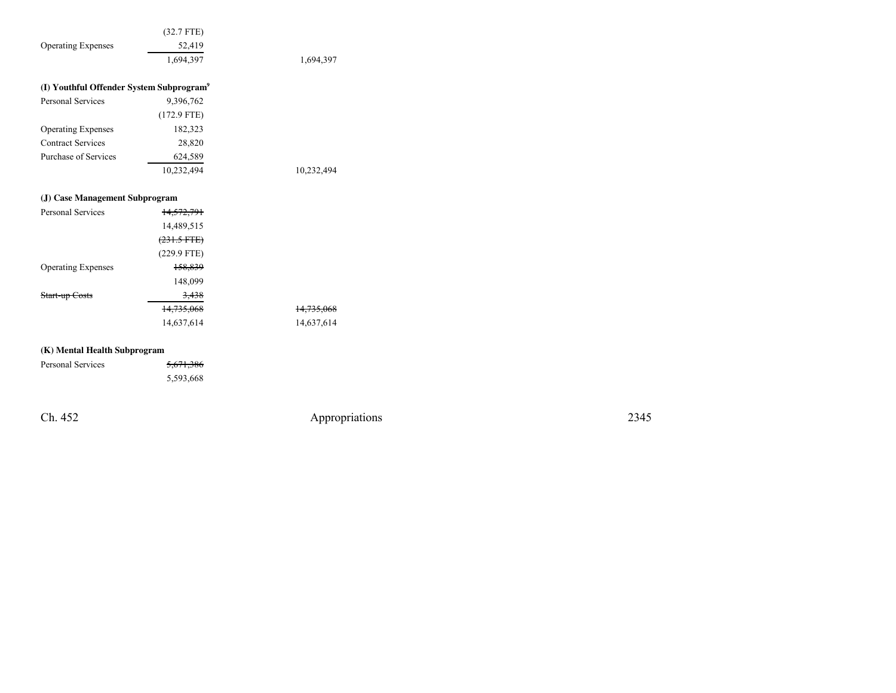| | | |
|---|---|---|
| | (32.7 FTE) | |
| Operating Expenses | 52,419 | |
| | 1,694,397 | 1,694,397 |
| | | |
| **(I) Youthful Offender System Subprogram[9]** | | |
| Personal Services | 9,396,762 | |
| | (172.9 FTE) | |
| Operating Expenses | 182,323 | |
| Contract Services | 28,820 | |
| Purchase of Services | 624,589 | |
| | 10,232,494 | 10,232,494 |
| | | |
| **(J) Case Management Subprogram** | | |
| Personal Services | ~~14,572,791~~ | |
| | 14,489,515 | |
| | ~~(231.5 FTE)~~ | |
| | (229.9 FTE) | |
| Operating Expenses | ~~158,839~~ | |
| | 148,099 | |
| ~~Start-up Costs~~ | ~~3,438~~ | |
| | ~~14,735,068~~ | ~~14,735,068~~ |
| | 14,637,614 | 14,637,614 |
| | | |
| **(K) Mental Health Subprogram** | | |
| Personal Services | ~~5,671,386~~ | |
| | 5,593,668 | |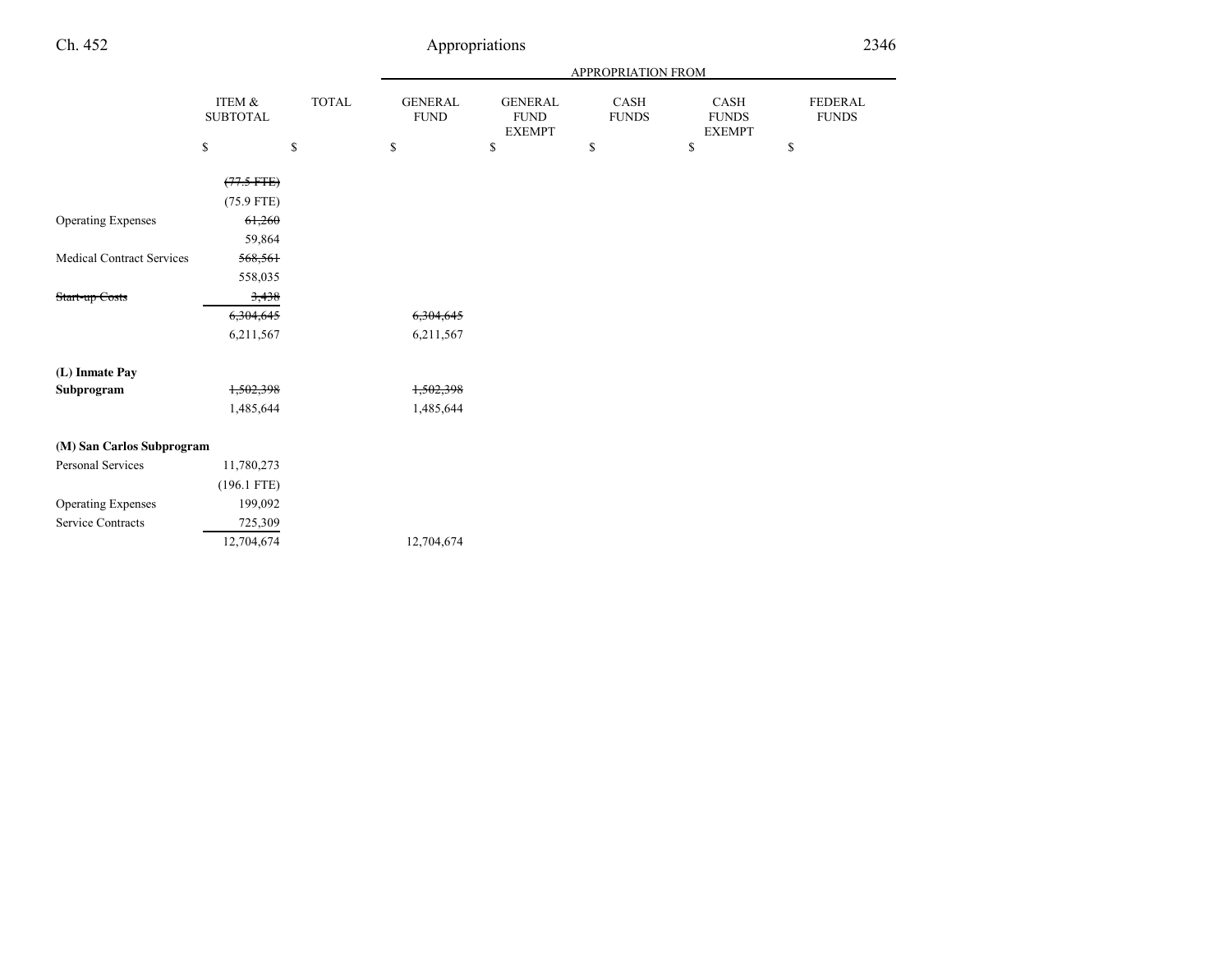| | ITEM & SUBTOTAL | TOTAL | APPROPRIATION FROM GENERAL FUND | GENERAL FUND EXEMPT | CASH FUNDS | CASH FUNDS EXEMPT | FEDERAL FUNDS |
|---|---|---|---|---|---|---|---|
| | $ | $ | $ | $ | $ | $ | $ |
| | ~~(77.5 FTE)~~ | | | | | | |
| | (75.9 FTE) | | | | | | |
| Operating Expenses | ~~61,260~~ | | | | | | |
| | 59,864 | | | | | | |
| Medical Contract Services | ~~568,561~~ | | | | | | |
| | 558,035 | | | | | | |
| ~~Start-up Costs~~ | ~~3,438~~ | | | | | | |
| | ~~6,304,645~~ | | ~~6,304,645~~ | | | | |
| | 6,211,567 | | 6,211,567 | | | | |
| **(L) Inmate Pay Subprogram** | ~~1,502,398~~ | | ~~1,502,398~~ | | | | |
| | 1,485,644 | | 1,485,644 | | | | |
| **(M) San Carlos Subprogram** | | | | | | | |
| Personal Services | 11,780,273 | | | | | | |
| | (196.1 FTE) | | | | | | |
| Operating Expenses | 199,092 | | | | | | |
| Service Contracts | 725,309 | | | | | | |
| | 12,704,674 | | 12,704,674 | | | | |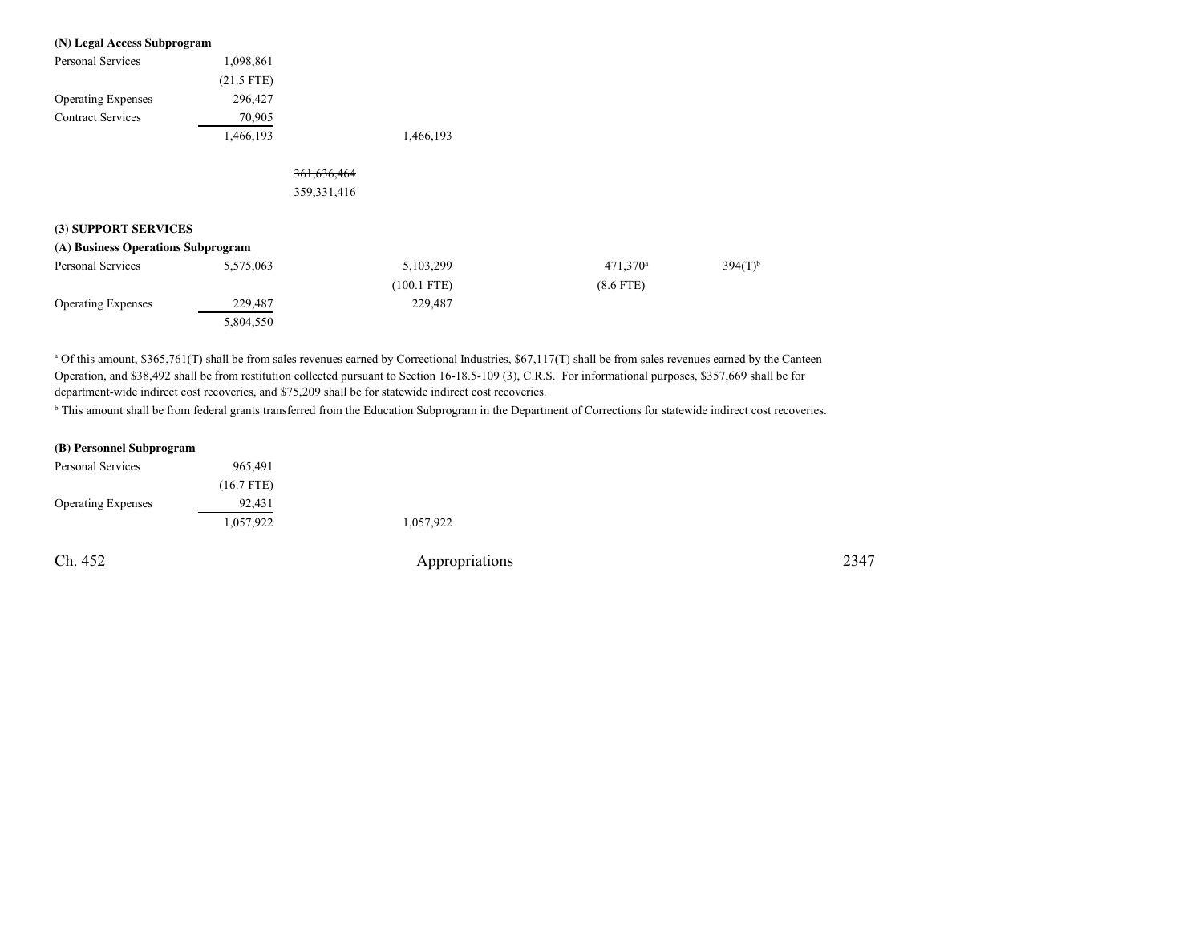**(N) Legal Access Subprogram**

| | | | | | |
|---|---|---|---|---|---|
| Personal Services | 1,098,861 | | | | |
| | (21.5 FTE) | | | | |
| Operating Expenses | 296,427 | | | | |
| Contract Services | 70,905 | | | | |
| | 1,466,193 | | 1,466,193 | | |
| | | ~~361,636,464~~ | | | |
| | | 359,331,416 | | | |

**(3) SUPPORT SERVICES**

**(A) Business Operations Subprogram**

| | | | | | |
|---|---|---|---|---|---|
| Personal Services | 5,575,063 | | 5,103,299 | 471,370[a] | 394(T)[b] |
| | | | (100.1 FTE) | (8.6 FTE) | |
| Operating Expenses | 229,487 | | 229,487 | | |
| | 5,804,550 | | | | |

[a] Of this amount, $365,761(T) shall be from sales revenues earned by Correctional Industries, $67,117(T) shall be from sales revenues earned by the Canteen Operation, and $38,492 shall be from restitution collected pursuant to Section 16-18.5-109 (3), C.R.S. For informational purposes, $357,669 shall be for department-wide indirect cost recoveries, and $75,209 shall be for statewide indirect cost recoveries.

[b] This amount shall be from federal grants transferred from the Education Subprogram in the Department of Corrections for statewide indirect cost recoveries.

**(B) Personnel Subprogram**

| | | | | | |
|---|---|---|---|---|---|
| Personal Services | 965,491 | | | | |
| | (16.7 FTE) | | | | |
| Operating Expenses | 92,431 | | | | |
| | 1,057,922 | | 1,057,922 | | |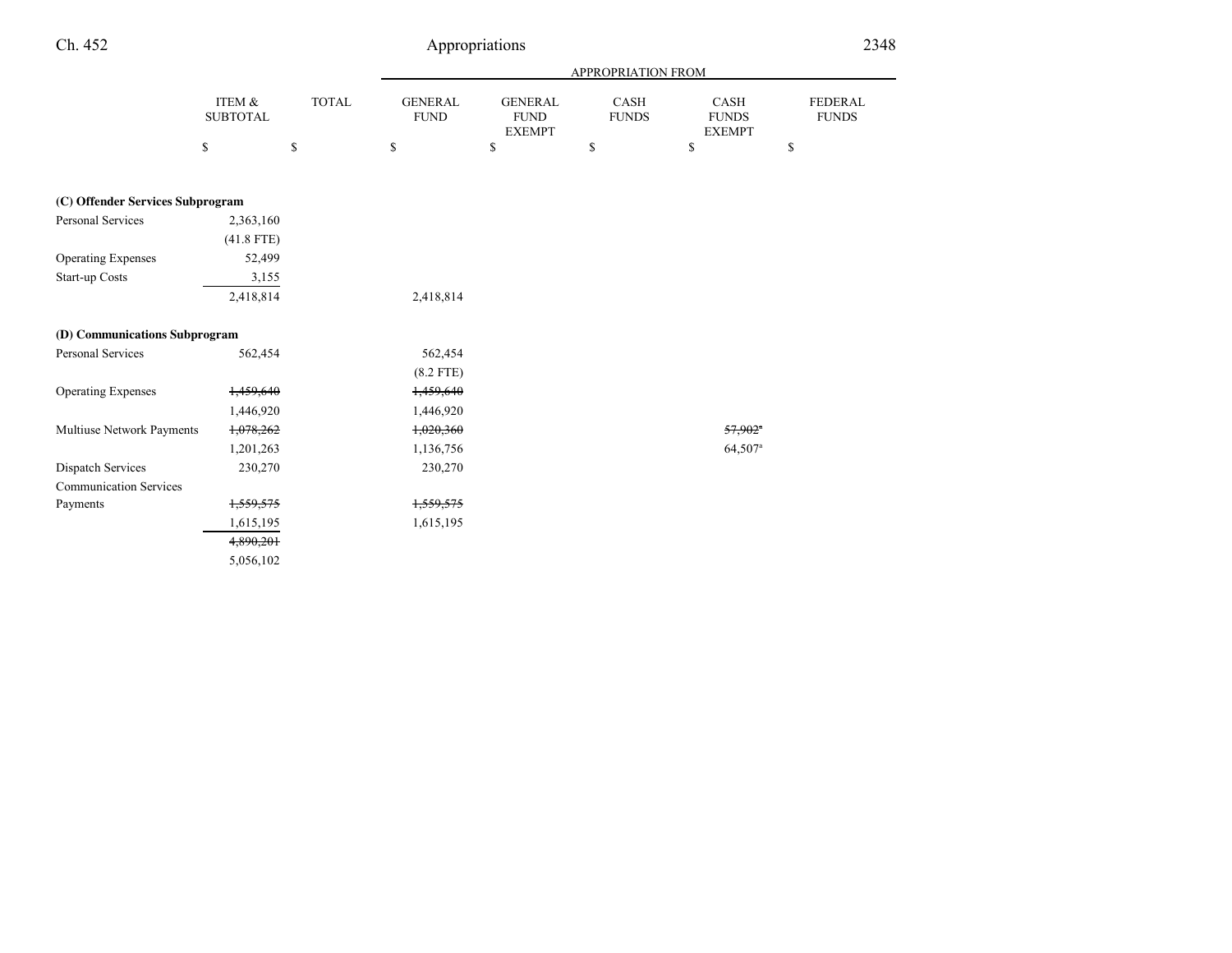| | ITEM & SUBTOTAL | TOTAL | APPROPRIATION FROM GENERAL FUND | GENERAL FUND EXEMPT | CASH FUNDS | CASH FUNDS EXEMPT | FEDERAL FUNDS |
|---|---|---|---|---|---|---|---|
| | $ | $ | $ | $ | $ | $ | $ |
| **(C) Offender Services Subprogram** | | | | | | | |
| Personal Services | 2,363,160 | | | | | | |
| | (41.8 FTE) | | | | | | |
| Operating Expenses | 52,499 | | | | | | |
| Start-up Costs | 3,155 | | | | | | |
| | 2,418,814 | | 2,418,814 | | | | |
| **(D) Communications Subprogram** | | | | | | | |
| Personal Services | 562,454 | | 562,454 | | | | |
| | | | (8.2 FTE) | | | | |
| Operating Expenses | ~~1,459,640~~ | | ~~1,459,640~~ | | | | |
| | 1,446,920 | | 1,446,920 | | | | |
| Multiuse Network Payments | ~~1,078,262~~ | | ~~1,020,360~~ | | | ~~57,902~~[a] | |
| | 1,201,263 | | 1,136,756 | | | 64,507[a] | |
| Dispatch Services | 230,270 | | 230,270 | | | | |
| Communication Services Payments | ~~1,559,575~~ | | ~~1,559,575~~ | | | | |
| | 1,615,195 | | 1,615,195 | | | | |
| | ~~4,890,201~~ | | | | | | |
| | 5,056,102 | | | | | | |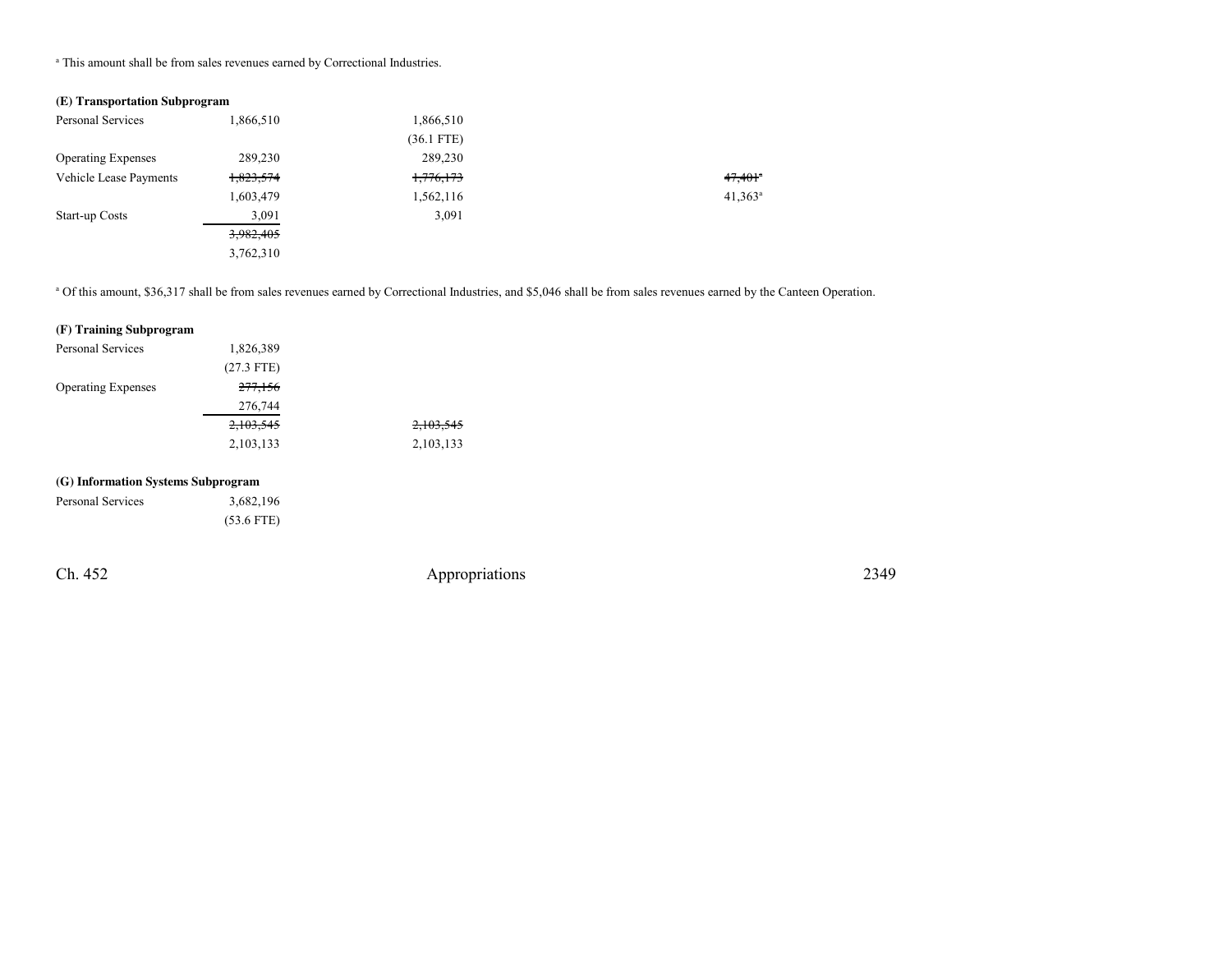[a] This amount shall be from sales revenues earned by Correctional Industries.

**(E) Transportation Subprogram**

| | | | | |
|---|---|---|---|---|
| Personal Services | 1,866,510 | 1,866,510 | | |
| | | (36.1 FTE) | | |
| Operating Expenses | 289,230 | 289,230 | | |
| Vehicle Lease Payments | ~~1,823,574~~ | ~~1,776,173~~ | | ~~47,401~~[a] |
| | 1,603,479 | 1,562,116 | | 41,363[a] |
| Start-up Costs | 3,091 | 3,091 | | |
| | ~~3,982,405~~ | | | |
| | 3,762,310 | | | |

[a] Of this amount, $36,317 shall be from sales revenues earned by Correctional Industries, and $5,046 shall be from sales revenues earned by the Canteen Operation.

**(F) Training Subprogram**

| | | |
|---|---|---|
| Personal Services | 1,826,389 | |
| | (27.3 FTE) | |
| Operating Expenses | ~~277,156~~ | |
| | 276,744 | |
| | ~~2,103,545~~ | ~~2,103,545~~ |
| | 2,103,133 | 2,103,133 |

**(G) Information Systems Subprogram**

| | |
|---|---|
| Personal Services | 3,682,196 |
| | (53.6 FTE) |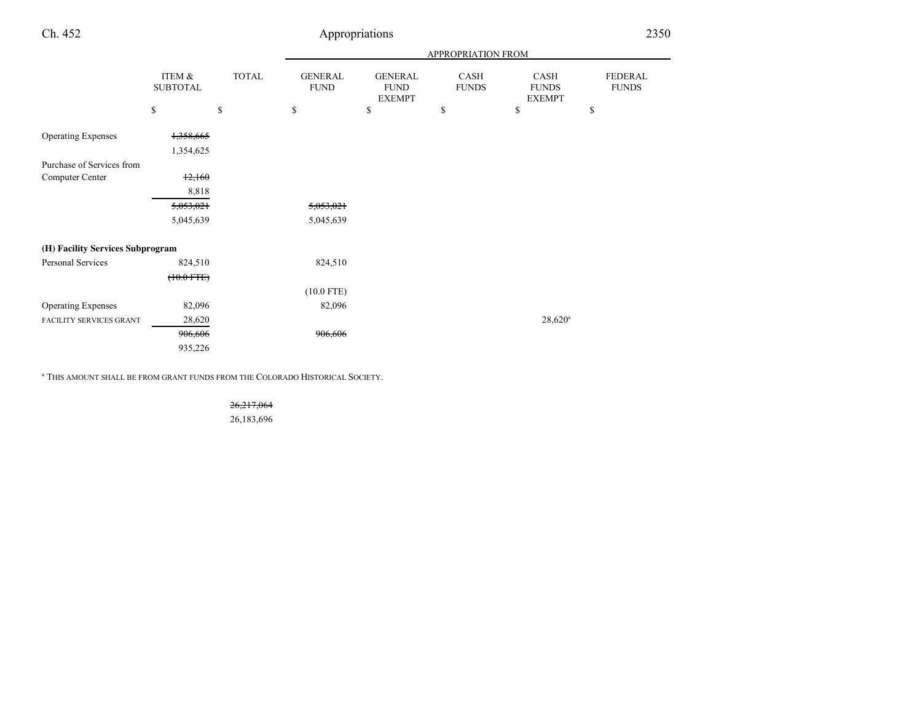| | ITEM & SUBTOTAL | TOTAL | APPROPRIATION FROM GENERAL FUND | GENERAL FUND EXEMPT | CASH FUNDS | CASH FUNDS EXEMPT | FEDERAL FUNDS |
|---|---|---|---|---|---|---|---|
| | $ | $ | $ | $ | $ | $ | $ |
| Operating Expenses | ~~1,358,665~~ 1,354,625 | | | | | | |
| Purchase of Services from Computer Center | ~~12,160~~ 8,818 | | | | | | |
| | ~~5,053,021~~ 5,045,639 | | ~~5,053,021~~ 5,045,639 | | | | |
| **(H) Facility Services Subprogram** | | | | | | | |
| Personal Services | 824,510 ~~(10.0 FTE)~~ | | 824,510 (10.0 FTE) | | | | |
| Operating Expenses | 82,096 | | 82,096 | | | | |
| FACILITY SERVICES GRANT | 28,620 | | | | | 28,620[a] | |
| | ~~906,606~~ 935,226 | | ~~906,606~~ | | | | |

[a] THIS AMOUNT SHALL BE FROM GRANT FUNDS FROM THE COLORADO HISTORICAL SOCIETY.

| | ITEM & SUBTOTAL | TOTAL |
|---|---|---|
| | | ~~26,217,064~~ 26,183,696 |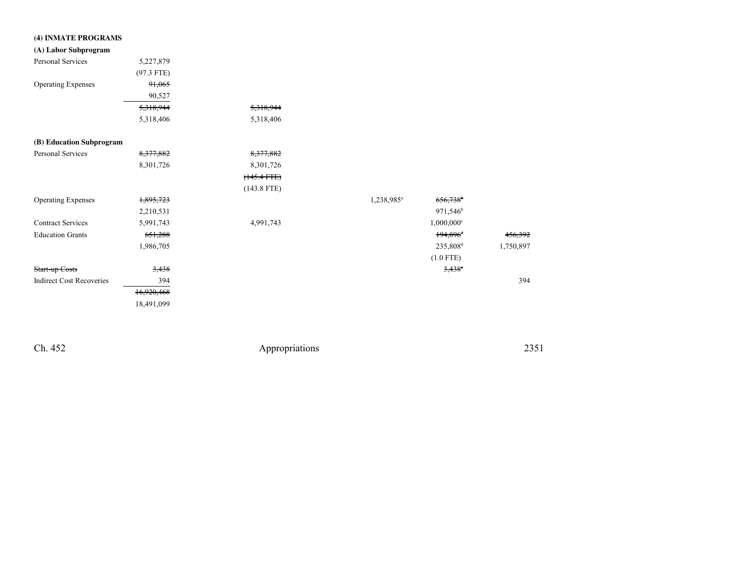**(4) INMATE PROGRAMS**

**(A) Labor Subprogram**

| | | | | | | |
|---|---|---|---|---|---|---|
| Personal Services | 5,227,879 | | | | | |
| | (97.3 FTE) | | | | | |
| Operating Expenses | ~~91,065~~ | | | | | |
| | 90,527 | | | | | |
| | ~~5,318,944~~ | ~~5,318,944~~ | | | | |
| | 5,318,406 | 5,318,406 | | | | |

**(B) Education Subprogram**

| | | | | | | |
|---|---|---|---|---|---|---|
| Personal Services | ~~8,377,882~~ | ~~8,377,882~~ | | | | |
| | 8,301,726 | 8,301,726 | | | | |
| | | ~~(145.4 FTE)~~ | | | | |
| | | (143.8 FTE) | | | | |
| Operating Expenses | ~~1,895,723~~ | | | 1,238,985[a] | ~~656,738~~[b] | |
| | 2,210,531 | | | | 971,546[b] | |
| Contract Services | 5,991,743 | 4,991,743 | | | 1,000,000[c] | |
| Education Grants | ~~651,288~~ | | | | ~~194,896~~[d] | ~~456,392~~ |
| | 1,986,705 | | | | 235,808[d] | 1,750,897 |
| | | | | | (1.0 FTE) | |
| ~~Start-up Costs~~ | ~~3,438~~ | | | | ~~3,438~~[e] | |
| Indirect Cost Recoveries | 394 | | | | | 394 |
| | ~~16,920,468~~ | | | | | |
| | 18,491,099 | | | | | |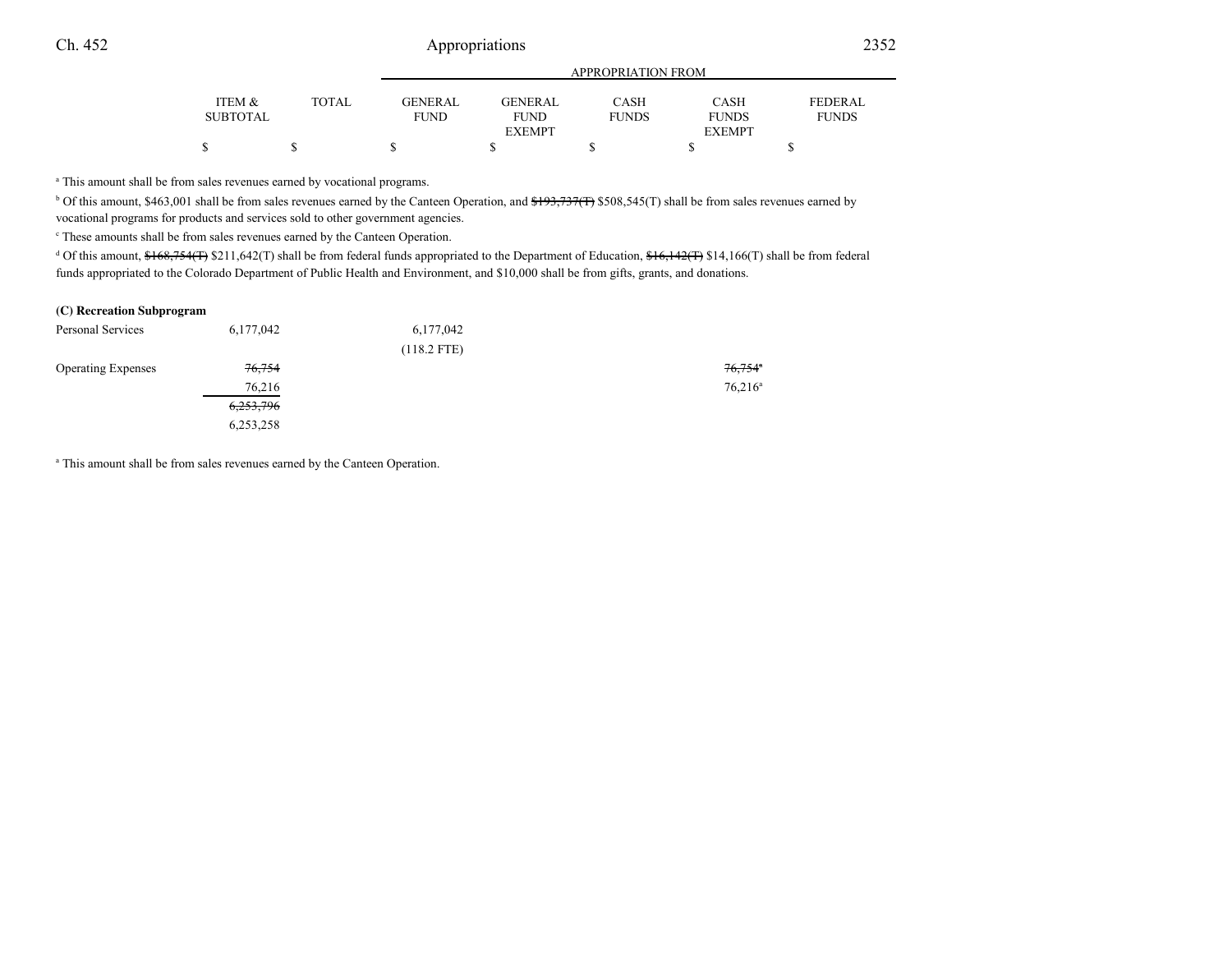| | ITEM & SUBTOTAL | TOTAL | GENERAL FUND | GENERAL FUND EXEMPT | CASH FUNDS | CASH FUNDS EXEMPT | FEDERAL FUNDS |
|---|---|---|---|---|---|---|---|
| | | | APPROPRIATION FROM | | | | |
| | $ | $ | $ | $ | $ | $ | $ |

[a] This amount shall be from sales revenues earned by vocational programs.

[b] Of this amount, $463,001 shall be from sales revenues earned by the Canteen Operation, and ~~$193,737(T)~~ $508,545(T) shall be from sales revenues earned by vocational programs for products and services sold to other government agencies.

[c] These amounts shall be from sales revenues earned by the Canteen Operation.

[d] Of this amount, ~~$168,754(T)~~ $211,642(T) shall be from federal funds appropriated to the Department of Education, ~~$16,142(T)~~ $14,166(T) shall be from federal funds appropriated to the Colorado Department of Public Health and Environment, and $10,000 shall be from gifts, grants, and donations.

**(C) Recreation Subprogram**

| | ITEM & SUBTOTAL | TOTAL | GENERAL FUND | GENERAL FUND EXEMPT | CASH FUNDS | CASH FUNDS EXEMPT | FEDERAL FUNDS |
|---|---|---|---|---|---|---|---|
| Personal Services | 6,177,042 | | 6,177,042 | | | | |
| | | | (118.2 FTE) | | | | |
| Operating Expenses | ~~76,754~~ | | | | | ~~76,754~~[a] | |
| | 76,216 | | | | | 76,216[a] | |
| | ~~6,253,796~~ | | | | | | |
| | 6,253,258 | | | | | | |

[a] This amount shall be from sales revenues earned by the Canteen Operation.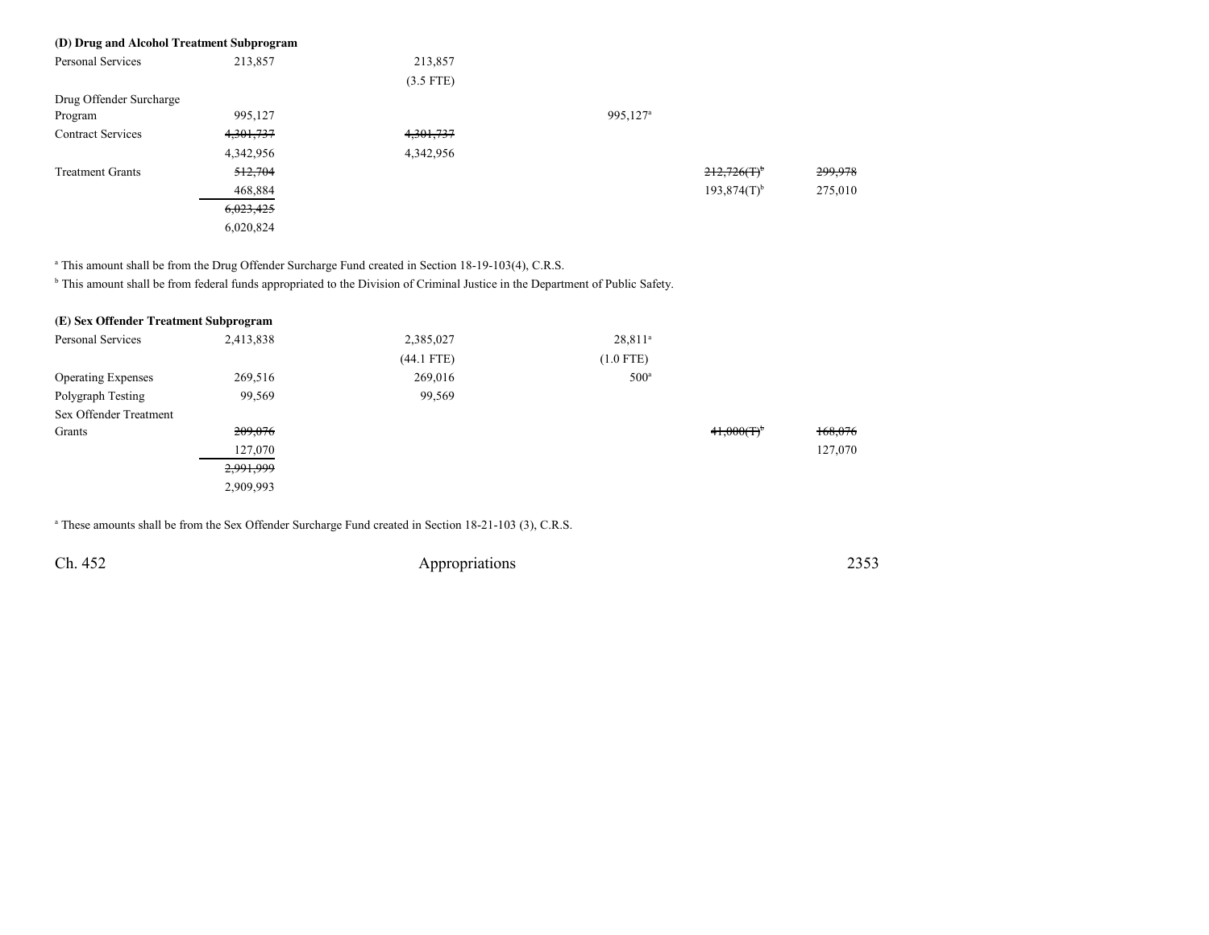**(D) Drug and Alcohol Treatment Subprogram**

| | | | | | |
|---|---|---|---|---|---|
| Personal Services | 213,857 | 213,857 | | | |
| | | (3.5 FTE) | | | |
| Drug Offender Surcharge Program | 995,127 | | 995,127[a] | | |
| Contract Services | ~~4,301,737~~ | ~~4,301,737~~ | | | |
| | 4,342,956 | 4,342,956 | | | |
| Treatment Grants | ~~512,704~~ | | | ~~212,726(T)~~[b] | ~~299,978~~ |
| | 468,884 | | | 193,874(T)[b] | 275,010 |
| | ~~6,023,425~~ | | | | |
| | 6,020,824 | | | | |

[a] This amount shall be from the Drug Offender Surcharge Fund created in Section 18-19-103(4), C.R.S.
[b] This amount shall be from federal funds appropriated to the Division of Criminal Justice in the Department of Public Safety.

**(E) Sex Offender Treatment Subprogram**

| | | | | | |
|---|---|---|---|---|---|
| Personal Services | 2,413,838 | 2,385,027 | 28,811[a] | | |
| | | (44.1 FTE) | (1.0 FTE) | | |
| Operating Expenses | 269,516 | 269,016 | 500[a] | | |
| Polygraph Testing | 99,569 | 99,569 | | | |
| Sex Offender Treatment Grants | ~~209,076~~ | | | ~~41,000(T)~~[b] | ~~168,076~~ |
| | 127,070 | | | | 127,070 |
| | ~~2,991,999~~ | | | | |
| | 2,909,993 | | | | |

[a] These amounts shall be from the Sex Offender Surcharge Fund created in Section 18-21-103 (3), C.R.S.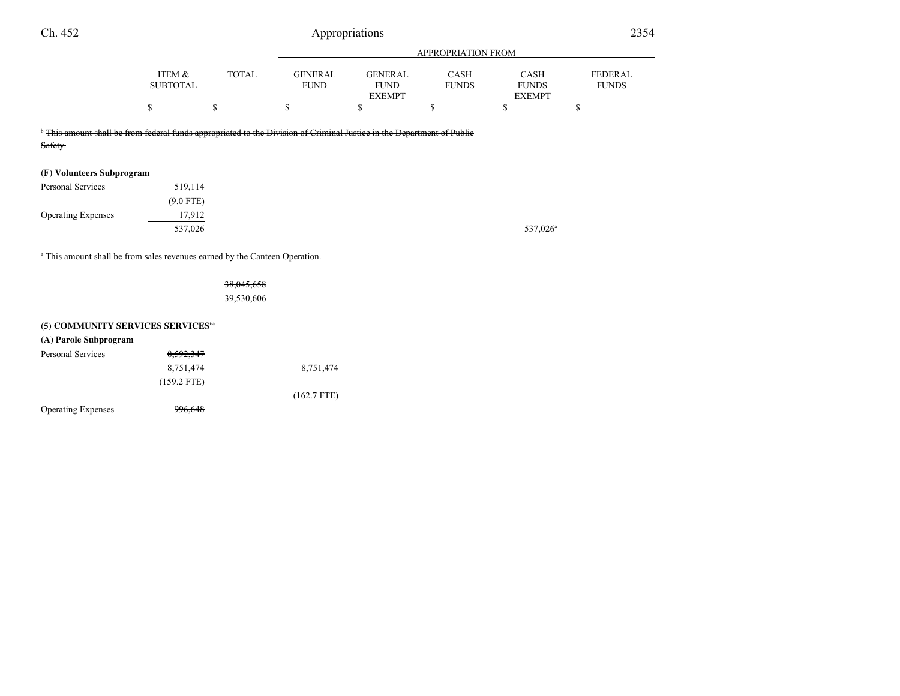| | ITEM & SUBTOTAL | TOTAL | APPROPRIATION FROM GENERAL FUND | GENERAL FUND EXEMPT | CASH FUNDS | CASH FUNDS EXEMPT | FEDERAL FUNDS |
|---|---|---|---|---|---|---|---|
| | $ | $ | $ | $ | $ | $ | $ |

[b] ~~This amount shall be from federal funds appropriated to the Division of Criminal Justice in the Department of Public Safety.~~

**(F) Volunteers Subprogram**

| | ITEM & SUBTOTAL | TOTAL | GENERAL FUND | GENERAL FUND EXEMPT | CASH FUNDS | CASH FUNDS EXEMPT | FEDERAL FUNDS |
|---|---|---|---|---|---|---|---|
| Personal Services | 519,114 | | | | | | |
| | (9.0 FTE) | | | | | | |
| Operating Expenses | 17,912 | | | | | | |
| | 537,026 | | | | | 537,026[a] | |

[a] This amount shall be from sales revenues earned by the Canteen Operation.

| | ITEM & SUBTOTAL | TOTAL | GENERAL FUND | GENERAL FUND EXEMPT | CASH FUNDS | CASH FUNDS EXEMPT | FEDERAL FUNDS |
|---|---|---|---|---|---|---|---|
| | | ~~38,045,658~~ | | | | | |
| | | 39,530,606 | | | | | |

**(5) COMMUNITY ~~SERVICES~~ SERVICES[6a]**

**(A) Parole Subprogram**

| | ITEM & SUBTOTAL | TOTAL | GENERAL FUND | GENERAL FUND EXEMPT | CASH FUNDS | CASH FUNDS EXEMPT | FEDERAL FUNDS |
|---|---|---|---|---|---|---|---|
| Personal Services | ~~8,592,347~~ | | | | | | |
| | 8,751,474 | | 8,751,474 | | | | |
| | ~~(159.2 FTE)~~ | | | | | | |
| | | | (162.7 FTE) | | | | |
| Operating Expenses | ~~996,648~~ | | | | | | |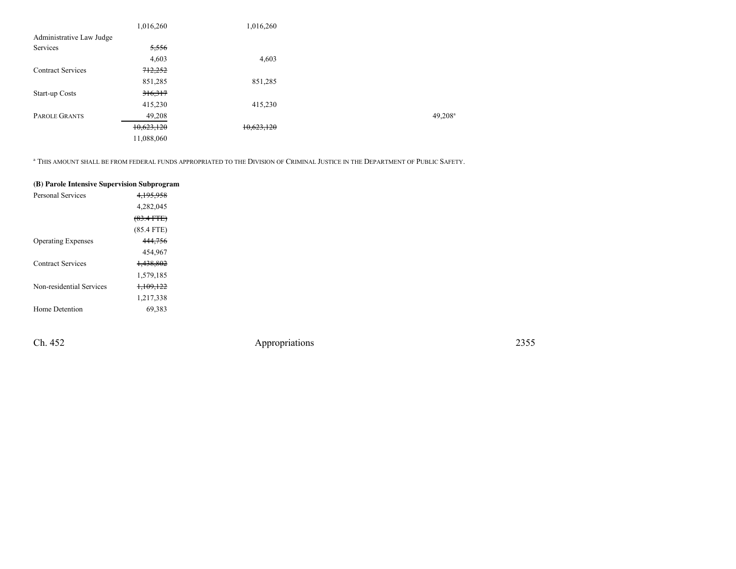| | | | | |
|---|---|---|---|---|
| | 1,016,260 | 1,016,260 | | |
| Administrative Law Judge Services | ~~5,556~~ | | | |
| | 4,603 | 4,603 | | |
| Contract Services | ~~712,252~~ | | | |
| | 851,285 | 851,285 | | |
| Start-up Costs | ~~316,317~~ | | | |
| | 415,230 | 415,230 | | |
| PAROLE GRANTS | 49,208 | | | 49,208[a] |
| | ~~10,623,120~~ | ~~10,623,120~~ | | |
| | 11,088,060 | | | |

[a] THIS AMOUNT SHALL BE FROM FEDERAL FUNDS APPROPRIATED TO THE DIVISION OF CRIMINAL JUSTICE IN THE DEPARTMENT OF PUBLIC SAFETY.

**(B) Parole Intensive Supervision Subprogram**

| | |
|---|---|
| Personal Services | ~~4,195,958~~ |
| | 4,282,045 |
| | ~~(83.4 FTE)~~ |
| | (85.4 FTE) |
| Operating Expenses | ~~444,756~~ |
| | 454,967 |
| Contract Services | ~~1,438,802~~ |
| | 1,579,185 |
| Non-residential Services | ~~1,109,122~~ |
| | 1,217,338 |
| Home Detention | 69,383 |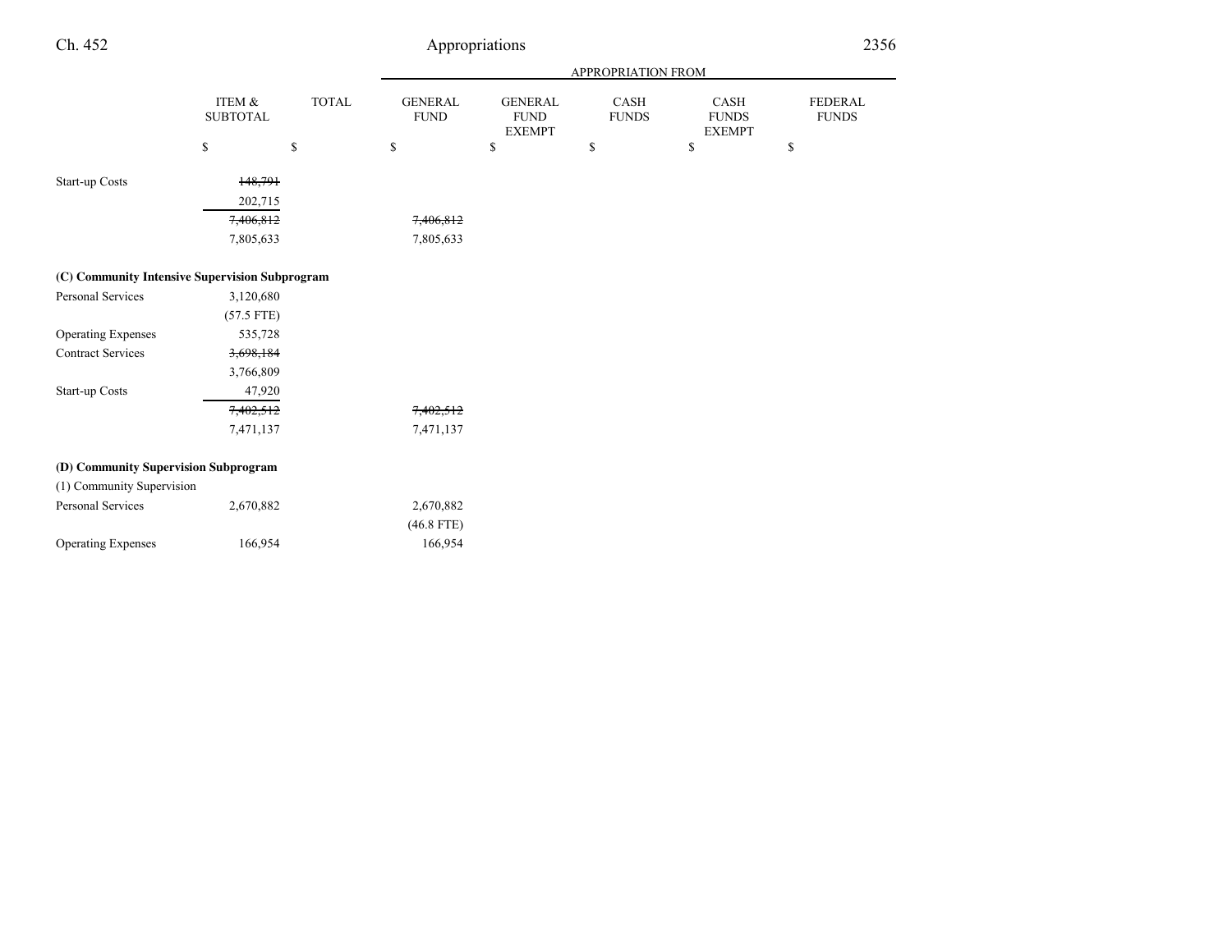| | ITEM & SUBTOTAL | TOTAL | GENERAL FUND | GENERAL FUND EXEMPT | CASH FUNDS | CASH FUNDS EXEMPT | FEDERAL FUNDS |
|---|---|---|---|---|---|---|---|
| | | | APPROPRIATION FROM | | | | |
| | $ | $ | $ | $ | $ | $ | $ |
| Start-up Costs | ~~148,791~~ | | | | | | |
| | 202,715 | | | | | | |
| | ~~7,406,812~~ | | ~~7,406,812~~ | | | | |
| | 7,805,633 | | 7,805,633 | | | | |
| **(C) Community Intensive Supervision Subprogram** | | | | | | | |
| Personal Services | 3,120,680 | | | | | | |
| | (57.5 FTE) | | | | | | |
| Operating Expenses | 535,728 | | | | | | |
| Contract Services | ~~3,698,184~~ | | | | | | |
| | 3,766,809 | | | | | | |
| Start-up Costs | 47,920 | | | | | | |
| | ~~7,402,512~~ | | ~~7,402,512~~ | | | | |
| | 7,471,137 | | 7,471,137 | | | | |
| **(D) Community Supervision Subprogram** | | | | | | | |
| (1) Community Supervision | | | | | | | |
| Personal Services | 2,670,882 | | 2,670,882 | | | | |
| | | | (46.8 FTE) | | | | |
| Operating Expenses | 166,954 | | 166,954 | | | | |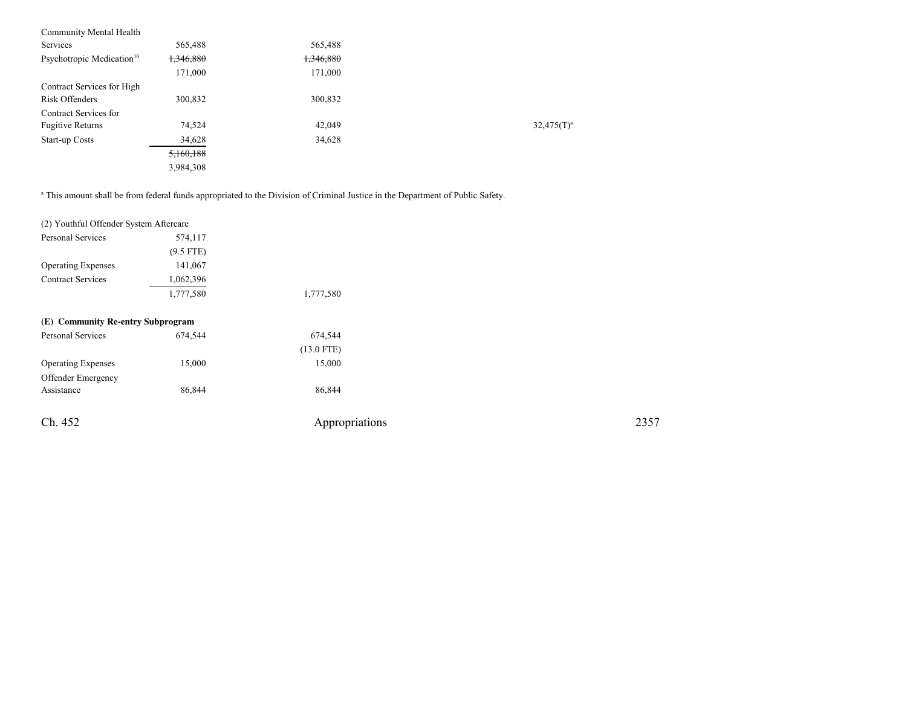| | | | | | |
|---|---|---|---|---|---|
| Community Mental Health Services | 565,488 | 565,488 | | | |
| Psychotropic Medication[10] | ~~1,346,880~~ | ~~1,346,880~~ | | | |
| | 171,000 | 171,000 | | | |
| Contract Services for High Risk Offenders | 300,832 | 300,832 | | | |
| Contract Services for Fugitive Returns | 74,524 | 42,049 | | 32,475(T)[a] | |
| Start-up Costs | 34,628 | 34,628 | | | |
| | ~~5,160,188~~ | | | | |
| | 3,984,308 | | | | |

[a] This amount shall be from federal funds appropriated to the Division of Criminal Justice in the Department of Public Safety.

| | | | | | |
|---|---|---|---|---|---|
| (2) Youthful Offender System Aftercare | | | | | |
| Personal Services | 574,117 | | | | |
| | (9.5 FTE) | | | | |
| Operating Expenses | 141,067 | | | | |
| Contract Services | 1,062,396 | | | | |
| | 1,777,580 | 1,777,580 | | | |

| | | | | | |
|---|---|---|---|---|---|
| **(E) Community Re-entry Subprogram** | | | | | |
| Personal Services | 674,544 | 674,544 | | | |
| | | (13.0 FTE) | | | |
| Operating Expenses | 15,000 | 15,000 | | | |
| Offender Emergency Assistance | 86,844 | 86,844 | | | |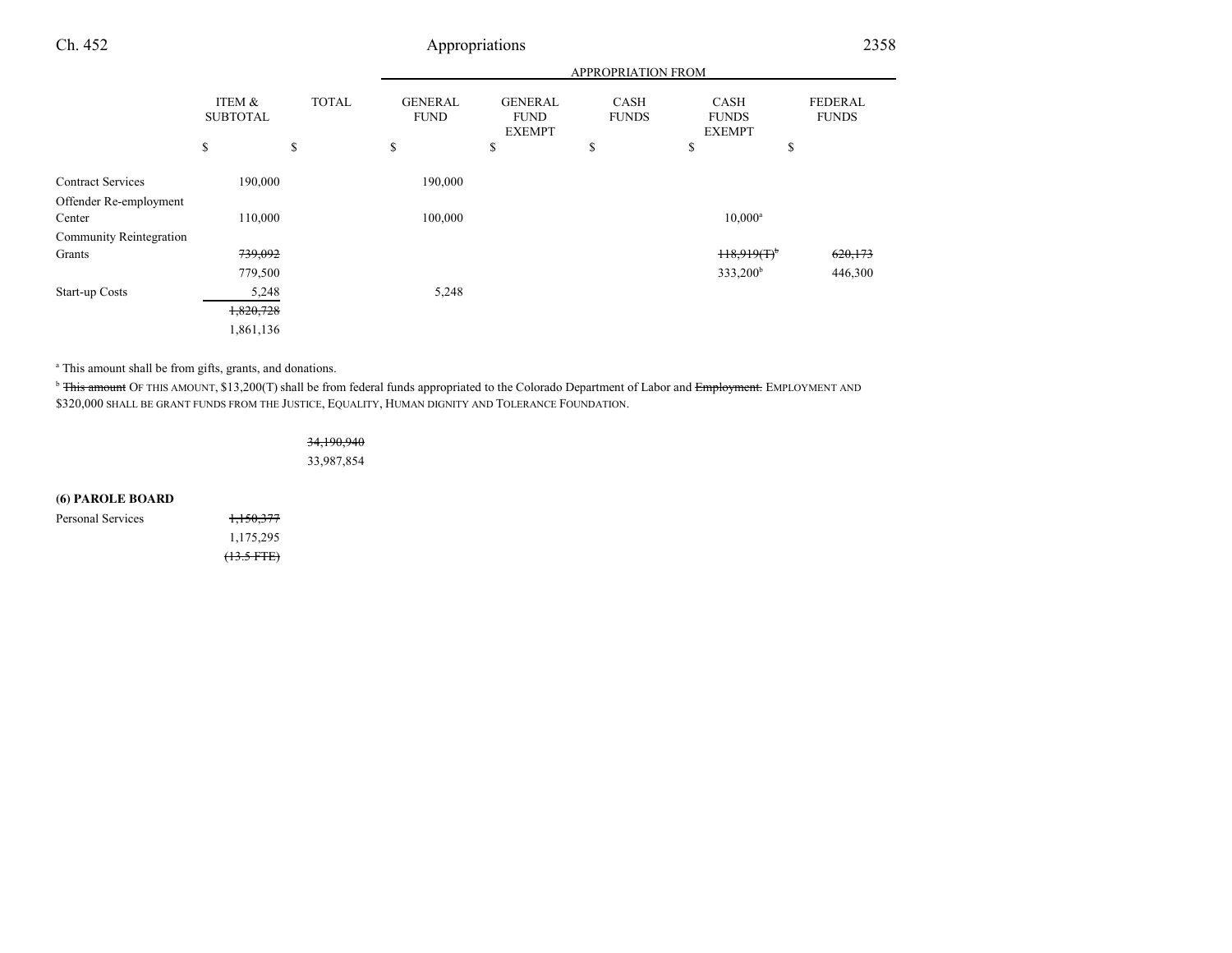| | ITEM & SUBTOTAL | TOTAL | GENERAL FUND | GENERAL FUND EXEMPT | CASH FUNDS | CASH FUNDS EXEMPT | FEDERAL FUNDS |
|---|---|---|---|---|---|---|---|
| | | | APPROPRIATION FROM | | | | |
| | $ | $ | $ | $ | $ | $ | $ |
| Contract Services | 190,000 | | 190,000 | | | | |
| Offender Re-employment Center | 110,000 | | 100,000 | | | 10,000[a] | |
| Community Reintegration Grants | ~~739,092~~ | | | | | ~~118,919(T)~~[b] | ~~620,173~~ |
| | 779,500 | | | | | 333,200[b] | 446,300 |
| Start-up Costs | 5,248 | | 5,248 | | | | |
| | ~~1,820,728~~ | | | | | | |
| | 1,861,136 | | | | | | |

[a] This amount shall be from gifts, grants, and donations.

[b] ~~This amount~~ OF THIS AMOUNT, $13,200(T) shall be from federal funds appropriated to the Colorado Department of Labor and ~~Employment.~~ EMPLOYMENT AND $320,000 SHALL BE GRANT FUNDS FROM THE JUSTICE, EQUALITY, HUMAN DIGNITY AND TOLERANCE FOUNDATION.

| | ITEM & SUBTOTAL | TOTAL | GENERAL FUND | GENERAL FUND EXEMPT | CASH FUNDS | CASH FUNDS EXEMPT | FEDERAL FUNDS |
|---|---|---|---|---|---|---|---|
| | | ~~34,190,940~~ | | | | | |
| | | 33,987,854 | | | | | |

**(6) PAROLE BOARD**

| | ITEM & SUBTOTAL | TOTAL | GENERAL FUND | GENERAL FUND EXEMPT | CASH FUNDS | CASH FUNDS EXEMPT | FEDERAL FUNDS |
|---|---|---|---|---|---|---|---|
| Personal Services | ~~1,150,377~~ | | | | | | |
| | 1,175,295 | | | | | | |
| | ~~(13.5 FTE)~~ | | | | | | |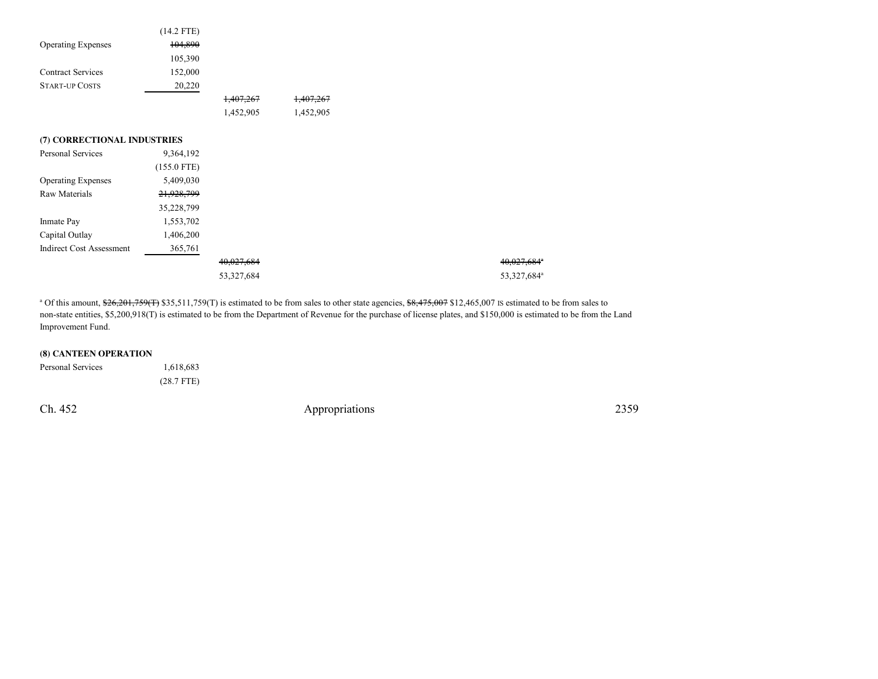| | | | | | | |
|---|---|---|---|---|---|---|
| | (14.2 FTE) | | | | | |
| Operating Expenses | ~~104,890~~ | | | | | |
| | 105,390 | | | | | |
| Contract Services | 152,000 | | | | | |
| START-UP COSTS | 20,220 | | | | | |
| | | ~~1,407,267~~ | ~~1,407,267~~ | | | |
| | | 1,452,905 | 1,452,905 | | | |

**(7) CORRECTIONAL INDUSTRIES**

| | | | | | | |
|---|---|---|---|---|---|---|
| Personal Services | 9,364,192 | | | | | |
| | (155.0 FTE) | | | | | |
| Operating Expenses | 5,409,030 | | | | | |
| Raw Materials | ~~21,928,799~~ | | | | | |
| | 35,228,799 | | | | | |
| Inmate Pay | 1,553,702 | | | | | |
| Capital Outlay | 1,406,200 | | | | | |
| Indirect Cost Assessment | 365,761 | | | | | |
| | | ~~40,027,684~~ | | | ~~40,027,684~~[a] | |
| | | 53,327,684 | | | 53,327,684[a] | |

[a] Of this amount, ~~$26,201,759(T)~~ $35,511,759(T) is estimated to be from sales to other state agencies, ~~$8,475,007~~ $12,465,007 IS estimated to be from sales to non-state entities, $5,200,918(T) is estimated to be from the Department of Revenue for the purchase of license plates, and $150,000 is estimated to be from the Land Improvement Fund.

**(8) CANTEEN OPERATION**

| | | | | | | |
|---|---|---|---|---|---|---|
| Personal Services | 1,618,683 | | | | | |
| | (28.7 FTE) | | | | | |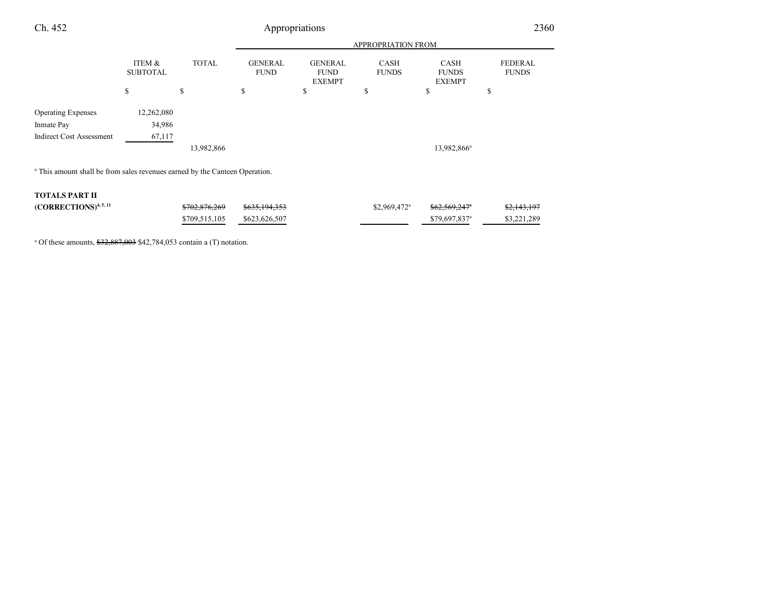| | ITEM & SUBTOTAL | TOTAL | APPROPRIATION FROM | | | | |
|---|---|---|---|---|---|---|---|
| | | | GENERAL FUND | GENERAL FUND EXEMPT | CASH FUNDS | CASH FUNDS EXEMPT | FEDERAL FUNDS |
| | $ | $ | $ | $ | $ | $ | $ |
| Operating Expenses | 12,262,080 | | | | | | |
| Inmate Pay | 34,986 | | | | | | |
| Indirect Cost Assessment | 67,117 | | | | | | |
| | | 13,982,866 | | | | 13,982,866[a] | |

[a] This amount shall be from sales revenues earned by the Canteen Operation.

| | ITEM & SUBTOTAL | TOTAL | GENERAL FUND | GENERAL FUND EXEMPT | CASH FUNDS | CASH FUNDS EXEMPT | FEDERAL FUNDS |
|---|---|---|---|---|---|---|---|
| **TOTALS PART II (CORRECTIONS)**[4, 5, 11] | | ~~$702,876,269~~ | ~~$635,194,353~~ | | $2,969,472[a] | ~~$62,569,247[a]~~ | ~~$2,143,197~~ |
| | | $709,515,105 | $623,626,507 | | | $79,697,837[a] | $3,221,289 |

[a] Of these amounts, ~~$32,887,003~~ $42,784,053 contain a (T) notation.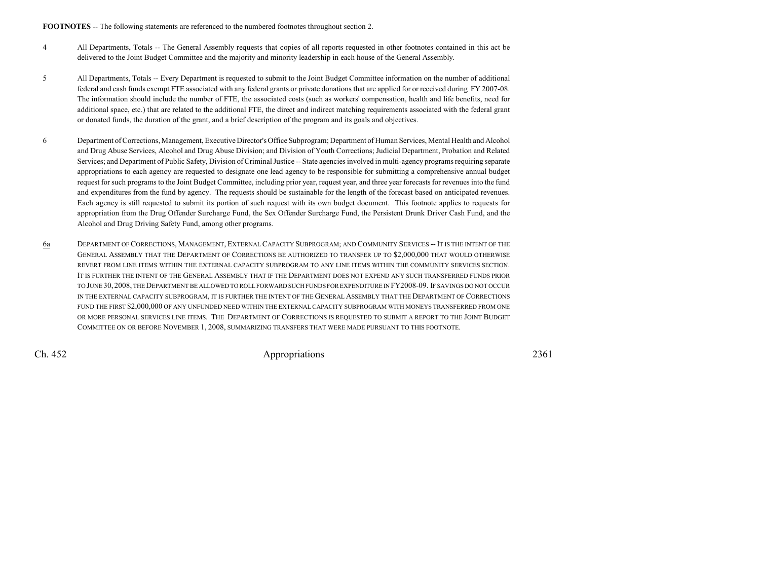**FOOTNOTES** -- The following statements are referenced to the numbered footnotes throughout section 2.

4 All Departments, Totals -- The General Assembly requests that copies of all reports requested in other footnotes contained in this act be delivered to the Joint Budget Committee and the majority and minority leadership in each house of the General Assembly.

5 All Departments, Totals -- Every Department is requested to submit to the Joint Budget Committee information on the number of additional federal and cash funds exempt FTE associated with any federal grants or private donations that are applied for or received during FY 2007-08. The information should include the number of FTE, the associated costs (such as workers' compensation, health and life benefits, need for additional space, etc.) that are related to the additional FTE, the direct and indirect matching requirements associated with the federal grant or donated funds, the duration of the grant, and a brief description of the program and its goals and objectives.

6 Department of Corrections, Management, Executive Director's Office Subprogram; Department of Human Services, Mental Health and Alcohol and Drug Abuse Services, Alcohol and Drug Abuse Division; and Division of Youth Corrections; Judicial Department, Probation and Related Services; and Department of Public Safety, Division of Criminal Justice -- State agencies involved in multi-agency programs requiring separate appropriations to each agency are requested to designate one lead agency to be responsible for submitting a comprehensive annual budget request for such programs to the Joint Budget Committee, including prior year, request year, and three year forecasts for revenues into the fund and expenditures from the fund by agency. The requests should be sustainable for the length of the forecast based on anticipated revenues. Each agency is still requested to submit its portion of such request with its own budget document. This footnote applies to requests for appropriation from the Drug Offender Surcharge Fund, the Sex Offender Surcharge Fund, the Persistent Drunk Driver Cash Fund, and the Alcohol and Drug Driving Safety Fund, among other programs.

6a DEPARTMENT OF CORRECTIONS, MANAGEMENT, EXTERNAL CAPACITY SUBPROGRAM; AND COMMUNITY SERVICES -- IT IS THE INTENT OF THE GENERAL ASSEMBLY THAT THE DEPARTMENT OF CORRECTIONS BE AUTHORIZED TO TRANSFER UP TO $2,000,000 THAT WOULD OTHERWISE REVERT FROM LINE ITEMS WITHIN THE EXTERNAL CAPACITY SUBPROGRAM TO ANY LINE ITEMS WITHIN THE COMMUNITY SERVICES SECTION. IT IS FURTHER THE INTENT OF THE GENERAL ASSEMBLY THAT IF THE DEPARTMENT DOES NOT EXPEND ANY SUCH TRANSFERRED FUNDS PRIOR TO JUNE 30, 2008, THE DEPARTMENT BE ALLOWED TO ROLL FORWARD SUCH FUNDS FOR EXPENDITURE IN FY2008-09. IF SAVINGS DO NOT OCCUR IN THE EXTERNAL CAPACITY SUBPROGRAM, IT IS FURTHER THE INTENT OF THE GENERAL ASSEMBLY THAT THE DEPARTMENT OF CORRECTIONS FUND THE FIRST $2,000,000 OF ANY UNFUNDED NEED WITHIN THE EXTERNAL CAPACITY SUBPROGRAM WITH MONEYS TRANSFERRED FROM ONE OR MORE PERSONAL SERVICES LINE ITEMS. THE DEPARTMENT OF CORRECTIONS IS REQUESTED TO SUBMIT A REPORT TO THE JOINT BUDGET COMMITTEE ON OR BEFORE NOVEMBER 1, 2008, SUMMARIZING TRANSFERS THAT WERE MADE PURSUANT TO THIS FOOTNOTE.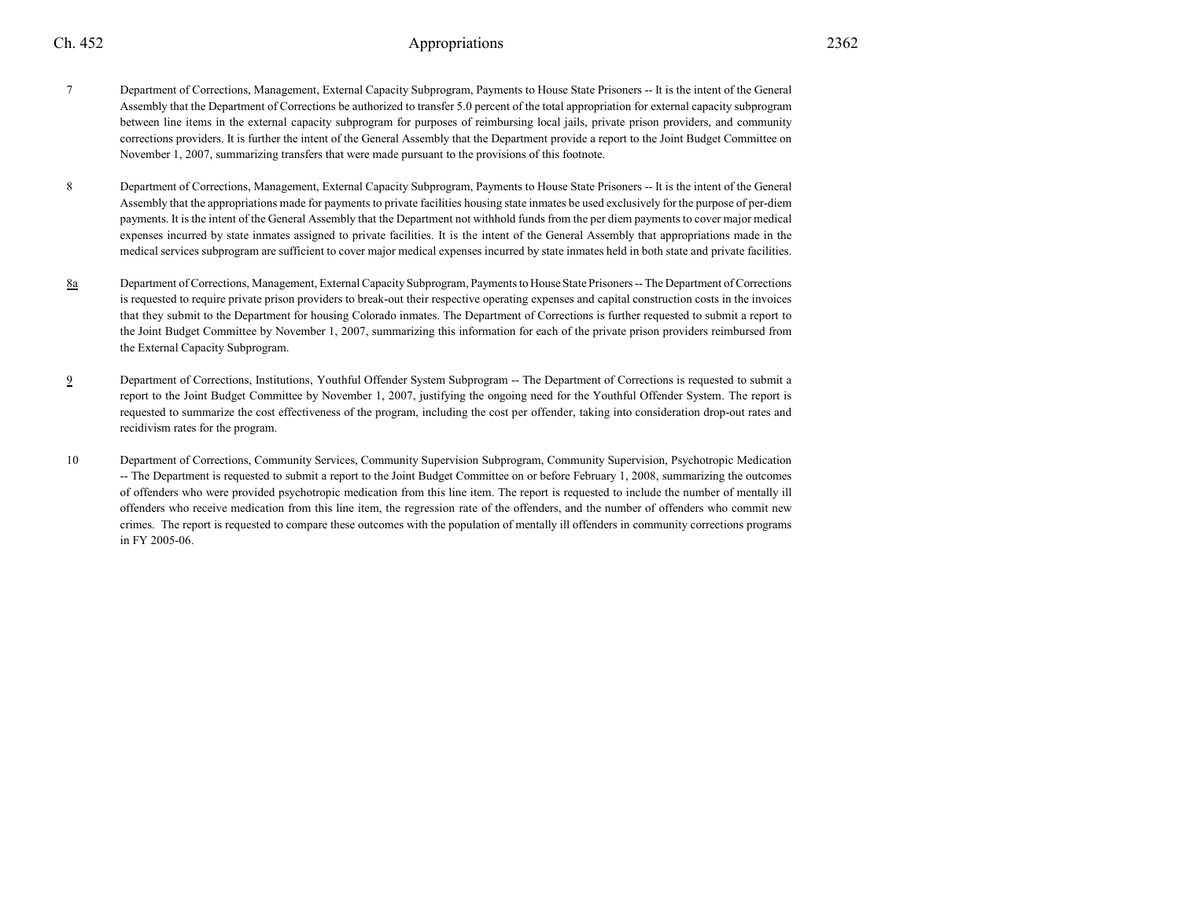7 Department of Corrections, Management, External Capacity Subprogram, Payments to House State Prisoners -- It is the intent of the General Assembly that the Department of Corrections be authorized to transfer 5.0 percent of the total appropriation for external capacity subprogram between line items in the external capacity subprogram for purposes of reimbursing local jails, private prison providers, and community corrections providers. It is further the intent of the General Assembly that the Department provide a report to the Joint Budget Committee on November 1, 2007, summarizing transfers that were made pursuant to the provisions of this footnote.

8 Department of Corrections, Management, External Capacity Subprogram, Payments to House State Prisoners -- It is the intent of the General Assembly that the appropriations made for payments to private facilities housing state inmates be used exclusively for the purpose of per-diem payments. It is the intent of the General Assembly that the Department not withhold funds from the per diem payments to cover major medical expenses incurred by state inmates assigned to private facilities. It is the intent of the General Assembly that appropriations made in the medical services subprogram are sufficient to cover major medical expenses incurred by state inmates held in both state and private facilities.

8a Department of Corrections, Management, External Capacity Subprogram, Payments to House State Prisoners -- The Department of Corrections is requested to require private prison providers to break-out their respective operating expenses and capital construction costs in the invoices that they submit to the Department for housing Colorado inmates. The Department of Corrections is further requested to submit a report to the Joint Budget Committee by November 1, 2007, summarizing this information for each of the private prison providers reimbursed from the External Capacity Subprogram.

9 Department of Corrections, Institutions, Youthful Offender System Subprogram -- The Department of Corrections is requested to submit a report to the Joint Budget Committee by November 1, 2007, justifying the ongoing need for the Youthful Offender System. The report is requested to summarize the cost effectiveness of the program, including the cost per offender, taking into consideration drop-out rates and recidivism rates for the program.

10 Department of Corrections, Community Services, Community Supervision Subprogram, Community Supervision, Psychotropic Medication -- The Department is requested to submit a report to the Joint Budget Committee on or before February 1, 2008, summarizing the outcomes of offenders who were provided psychotropic medication from this line item. The report is requested to include the number of mentally ill offenders who receive medication from this line item, the regression rate of the offenders, and the number of offenders who commit new crimes. The report is requested to compare these outcomes with the population of mentally ill offenders in community corrections programs in FY 2005-06.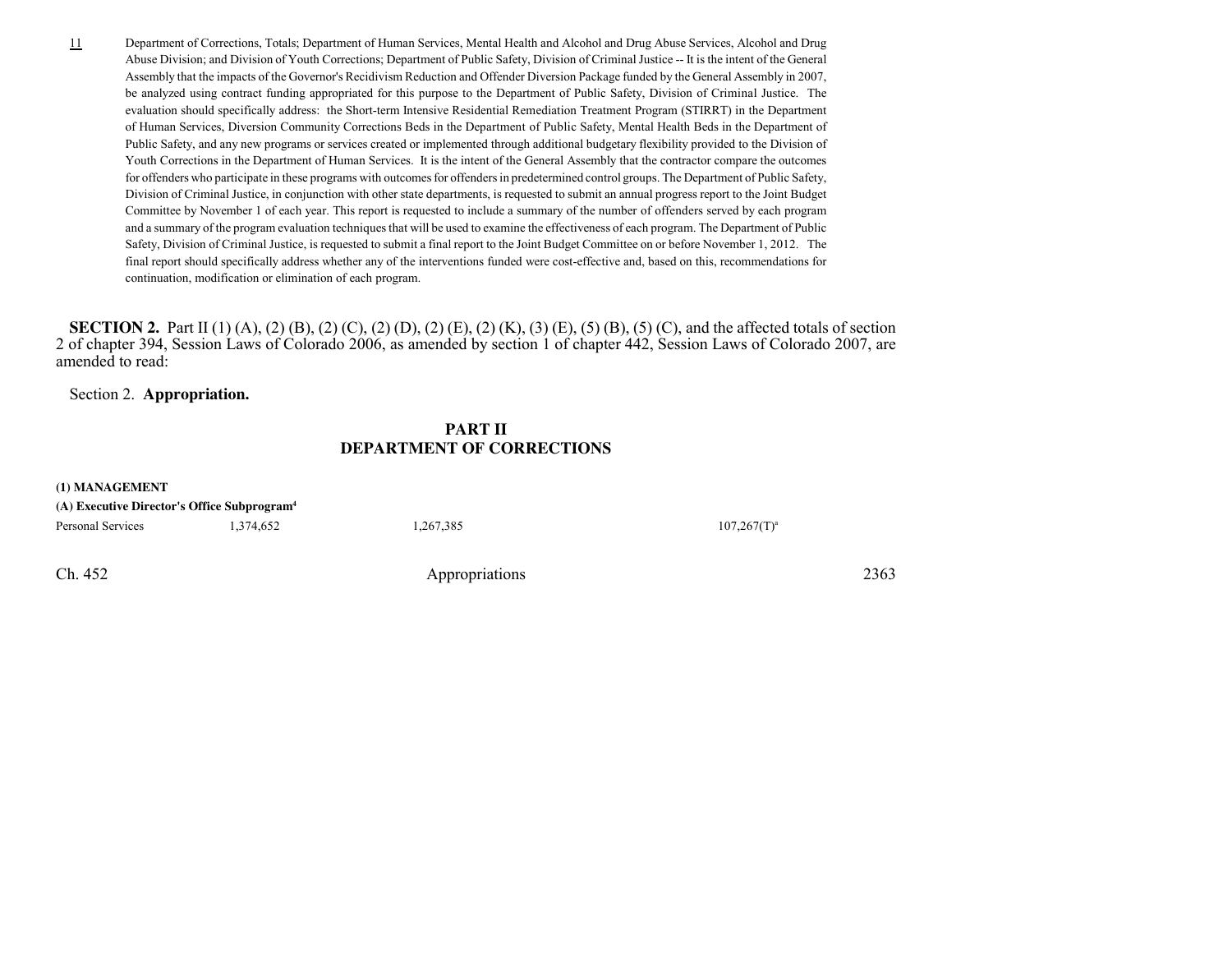11 Department of Corrections, Totals; Department of Human Services, Mental Health and Alcohol and Drug Abuse Services, Alcohol and Drug Abuse Division; and Division of Youth Corrections; Department of Public Safety, Division of Criminal Justice -- It is the intent of the General Assembly that the impacts of the Governor's Recidivism Reduction and Offender Diversion Package funded by the General Assembly in 2007, be analyzed using contract funding appropriated for this purpose to the Department of Public Safety, Division of Criminal Justice. The evaluation should specifically address: the Short-term Intensive Residential Remediation Treatment Program (STIRRT) in the Department of Human Services, Diversion Community Corrections Beds in the Department of Public Safety, Mental Health Beds in the Department of Public Safety, and any new programs or services created or implemented through additional budgetary flexibility provided to the Division of Youth Corrections in the Department of Human Services. It is the intent of the General Assembly that the contractor compare the outcomes for offenders who participate in these programs with outcomes for offenders in predetermined control groups. The Department of Public Safety, Division of Criminal Justice, in conjunction with other state departments, is requested to submit an annual progress report to the Joint Budget Committee by November 1 of each year. This report is requested to include a summary of the number of offenders served by each program and a summary of the program evaluation techniques that will be used to examine the effectiveness of each program. The Department of Public Safety, Division of Criminal Justice, is requested to submit a final report to the Joint Budget Committee on or before November 1, 2012. The final report should specifically address whether any of the interventions funded were cost-effective and, based on this, recommendations for continuation, modification or elimination of each program.

**SECTION 2.** Part II (1) (A), (2) (B), (2) (C), (2) (D), (2) (E), (2) (K), (3) (E), (5) (B), (5) (C), and the affected totals of section 2 of chapter 394, Session Laws of Colorado 2006, as amended by section 1 of chapter 442, Session Laws of Colorado 2007, are amended to read:

Section 2. **Appropriation.**

## PART II
## DEPARTMENT OF CORRECTIONS

**(1) MANAGEMENT**

**(A) Executive Director's Office Subprogram**[4]

| | | | | |
|---|---|---|---|---|
| Personal Services | 1,374,652 | 1,267,385 | | 107,267(T)[a] |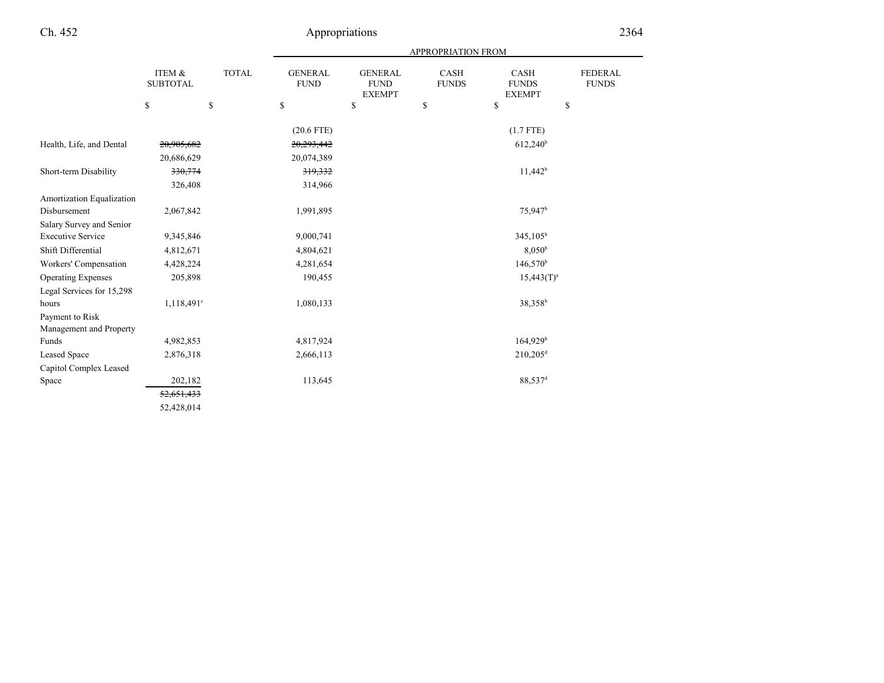| | ITEM & SUBTOTAL | TOTAL | GENERAL FUND | GENERAL FUND EXEMPT | CASH FUNDS | CASH FUNDS EXEMPT | FEDERAL FUNDS |
|---|---|---|---|---|---|---|---|
| | | | APPROPRIATION FROM | | | | |
| | $ | $ | $ | $ | $ | $ | $ |
| | | | (20.6 FTE) | | | (1.7 FTE) | |
| Health, Life, and Dental | ~~20,905,682~~ | | ~~20,293,442~~ | | | 612,240[b] | |
| | 20,686,629 | | 20,074,389 | | | | |
| Short-term Disability | ~~330,774~~ | | ~~319,332~~ | | | 11,442[b] | |
| | 326,408 | | 314,966 | | | | |
| Amortization Equalization Disbursement | 2,067,842 | | 1,991,895 | | | 75,947[b] | |
| Salary Survey and Senior Executive Service | 9,345,846 | | 9,000,741 | | | 345,105[b] | |
| Shift Differential | 4,812,671 | | 4,804,621 | | | 8,050[b] | |
| Workers' Compensation | 4,428,224 | | 4,281,654 | | | 146,570[b] | |
| Operating Expenses | 205,898 | | 190,455 | | | 15,443(T)[a] | |
| Legal Services for 15,298 hours | 1,118,491[c] | | 1,080,133 | | | 38,358[b] | |
| Payment to Risk Management and Property Funds | 4,982,853 | | 4,817,924 | | | 164,929[b] | |
| Leased Space | 2,876,318 | | 2,666,113 | | | 210,205[d] | |
| Capitol Complex Leased Space | 202,182 | | 113,645 | | | 88,537[d] | |
| | ~~52,651,433~~ | | | | | | |
| | 52,428,014 | | | | | | |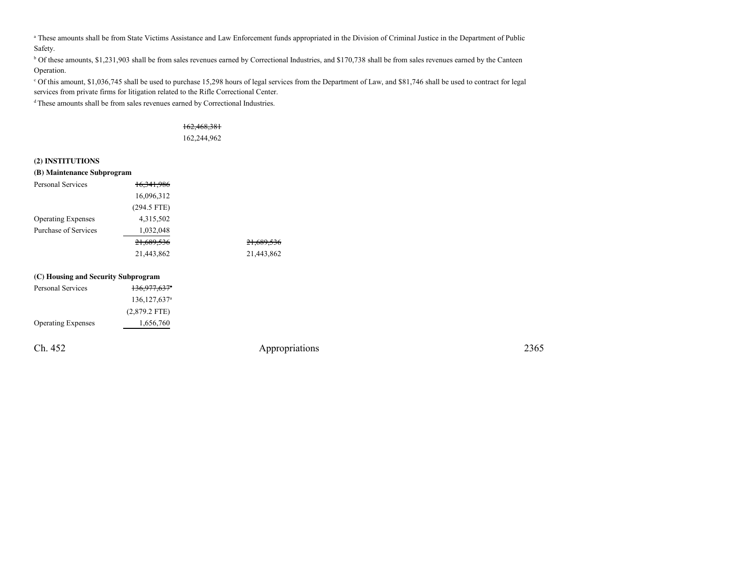[a] These amounts shall be from State Victims Assistance and Law Enforcement funds appropriated in the Division of Criminal Justice in the Department of Public Safety.

[b] Of these amounts, $1,231,903 shall be from sales revenues earned by Correctional Industries, and $170,738 shall be from sales revenues earned by the Canteen Operation.

[c] Of this amount, $1,036,745 shall be used to purchase 15,298 hours of legal services from the Department of Law, and $81,746 shall be used to contract for legal services from private firms for litigation related to the Rifle Correctional Center.

[d] These amounts shall be from sales revenues earned by Correctional Industries.

| | | | |
|---|---|---|---|
| | | ~~162,468,381~~ | |
| | | 162,244,962 | |

**(2) INSTITUTIONS**

**(B) Maintenance Subprogram**

| | | | |
|---|---|---|---|
| Personal Services | ~~16,341,986~~ | | |
| | 16,096,312 | | |
| | (294.5 FTE) | | |
| Operating Expenses | 4,315,502 | | |
| Purchase of Services | 1,032,048 | | |
| | ~~21,689,536~~ | | ~~21,689,536~~ |
| | 21,443,862 | | 21,443,862 |

**(C) Housing and Security Subprogram**

| | |
|---|---|
| Personal Services | ~~136,977,637~~[a] |
| | 136,127,637[a] |
| | (2,879.2 FTE) |
| Operating Expenses | 1,656,760 |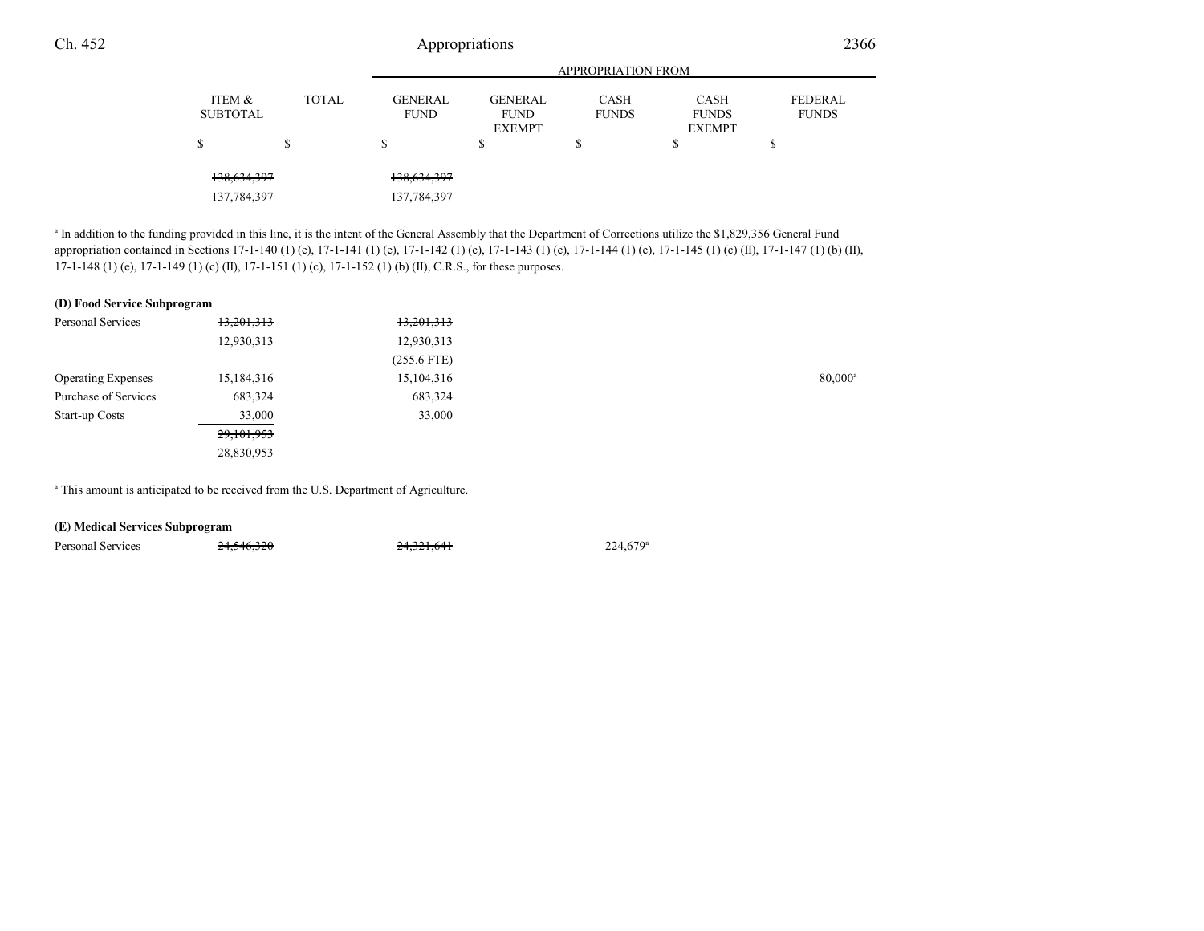| | ITEM & SUBTOTAL | TOTAL | APPROPRIATION FROM GENERAL FUND | GENERAL FUND EXEMPT | CASH FUNDS | CASH FUNDS EXEMPT | FEDERAL FUNDS |
|---|---|---|---|---|---|---|---|
| | $ | $ | $ | $ | $ | $ | $ |
| | ~~138,634,397~~ | | ~~138,634,397~~ | | | | |
| | 137,784,397 | | 137,784,397 | | | | |

[a] In addition to the funding provided in this line, it is the intent of the General Assembly that the Department of Corrections utilize the $1,829,356 General Fund appropriation contained in Sections 17-1-140 (1) (e), 17-1-141 (1) (e), 17-1-142 (1) (e), 17-1-143 (1) (e), 17-1-144 (1) (e), 17-1-145 (1) (c) (II), 17-1-147 (1) (b) (II), 17-1-148 (1) (e), 17-1-149 (1) (c) (II), 17-1-151 (1) (c), 17-1-152 (1) (b) (II), C.R.S., for these purposes.

**(D) Food Service Subprogram**

| | ITEM & SUBTOTAL | TOTAL | GENERAL FUND | GENERAL FUND EXEMPT | CASH FUNDS | CASH FUNDS EXEMPT | FEDERAL FUNDS |
|---|---|---|---|---|---|---|---|
| Personal Services | ~~13,201,313~~ | | ~~13,201,313~~ | | | | |
| | 12,930,313 | | 12,930,313 | | | | |
| | | | (255.6 FTE) | | | | |
| Operating Expenses | 15,184,316 | | 15,104,316 | | | | 80,000[a] |
| Purchase of Services | 683,324 | | 683,324 | | | | |
| Start-up Costs | 33,000 | | 33,000 | | | | |
| | ~~29,101,953~~ | | | | | | |
| | 28,830,953 | | | | | | |

[a] This amount is anticipated to be received from the U.S. Department of Agriculture.

**(E) Medical Services Subprogram**

| | ITEM & SUBTOTAL | TOTAL | GENERAL FUND | GENERAL FUND EXEMPT | CASH FUNDS | CASH FUNDS EXEMPT | FEDERAL FUNDS |
|---|---|---|---|---|---|---|---|
| Personal Services | ~~24,546,320~~ | | ~~24,321,641~~ | | 224,679[a] | | |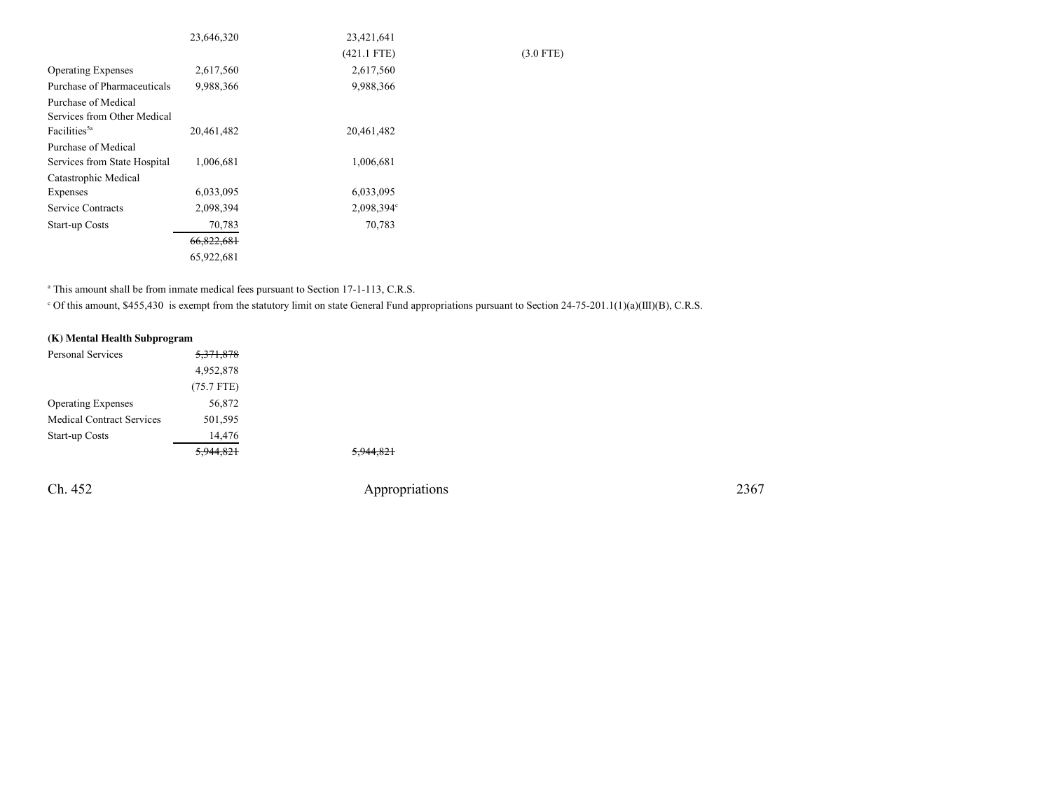| | | | |
|---|---|---|---|
| | 23,646,320 | 23,421,641 | |
| | | (421.1 FTE) | (3.0 FTE) |
| Operating Expenses | 2,617,560 | 2,617,560 | |
| Purchase of Pharmaceuticals | 9,988,366 | 9,988,366 | |
| Purchase of Medical Services from Other Medical Facilities[5a] | 20,461,482 | 20,461,482 | |
| Purchase of Medical Services from State Hospital | 1,006,681 | 1,006,681 | |
| Catastrophic Medical Expenses | 6,033,095 | 6,033,095 | |
| Service Contracts | 2,098,394 | 2,098,394[c] | |
| Start-up Costs | 70,783 | 70,783 | |
| | ~~66,822,681~~ | | |
| | 65,922,681 | | |

[a] This amount shall be from inmate medical fees pursuant to Section 17-1-113, C.R.S.

[c] Of this amount, $455,430 is exempt from the statutory limit on state General Fund appropriations pursuant to Section 24-75-201.1(1)(a)(III)(B), C.R.S.

**(K) Mental Health Subprogram**

| | | |
|---|---|---|
| Personal Services | ~~5,371,878~~ | |
| | 4,952,878 | |
| | (75.7 FTE) | |
| Operating Expenses | 56,872 | |
| Medical Contract Services | 501,595 | |
| Start-up Costs | 14,476 | |
| | ~~5,944,821~~ | ~~5,944,821~~ |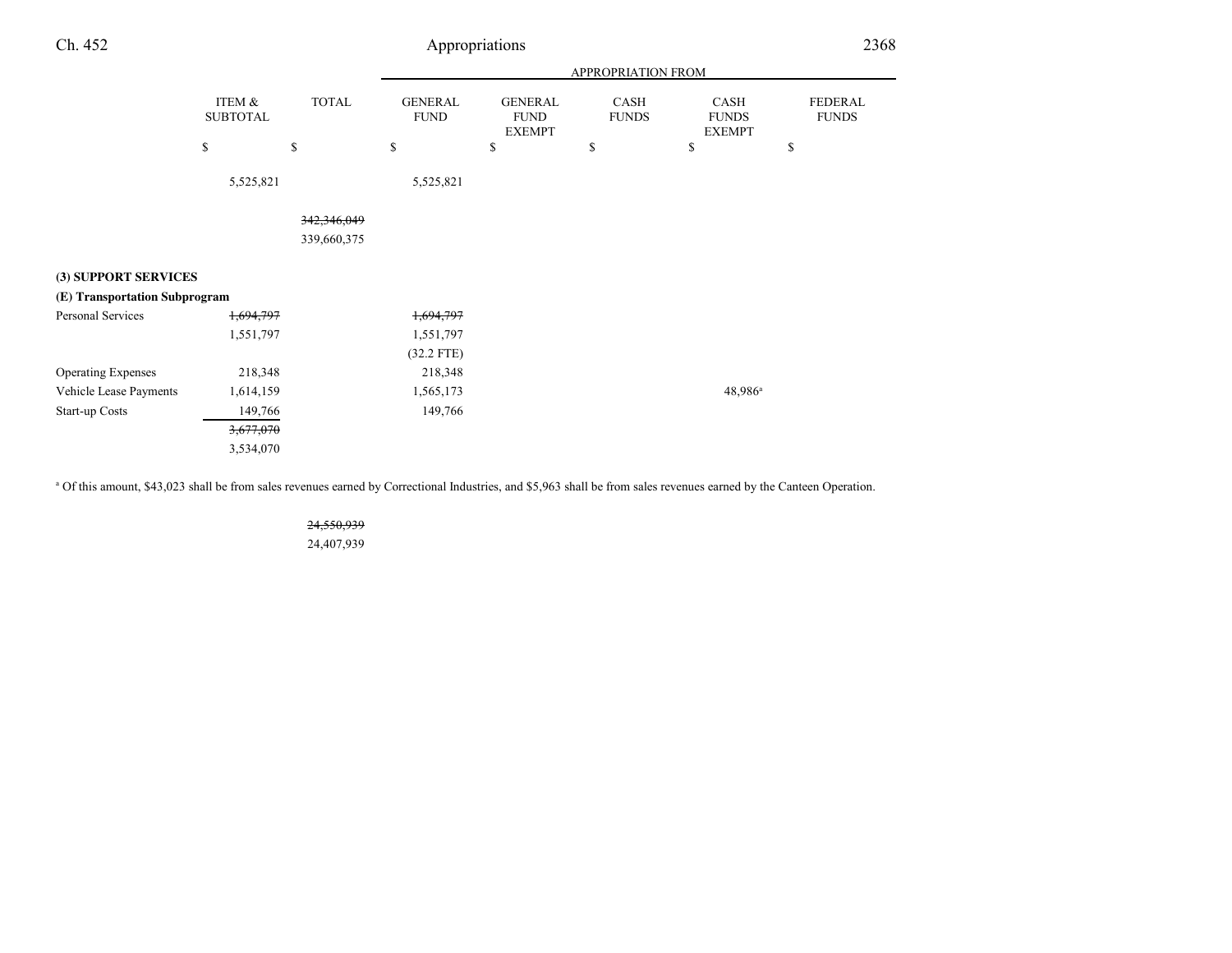| | ITEM & SUBTOTAL | TOTAL | APPROPRIATION FROM GENERAL FUND | GENERAL FUND EXEMPT | CASH FUNDS | CASH FUNDS EXEMPT | FEDERAL FUNDS |
|---|---|---|---|---|---|---|---|
| | $ | $ | $ | $ | $ | $ | $ |
| | 5,525,821 | | 5,525,821 | | | | |
| | | ~~342,346,049~~ 339,660,375 | | | | | |
| **(3) SUPPORT SERVICES** | | | | | | | |
| **(E) Transportation Subprogram** | | | | | | | |
| Personal Services | ~~1,694,797~~ 1,551,797 | | ~~1,694,797~~ 1,551,797 (32.2 FTE) | | | | |
| Operating Expenses | 218,348 | | 218,348 | | | | |
| Vehicle Lease Payments | 1,614,159 | | 1,565,173 | | | 48,986[a] | |
| Start-up Costs | 149,766 | | 149,766 | | | | |
| | ~~3,677,070~~ 3,534,070 | | | | | | |

[a] Of this amount, $43,023 shall be from sales revenues earned by Correctional Industries, and $5,963 shall be from sales revenues earned by the Canteen Operation.

| | ITEM & SUBTOTAL | TOTAL |
|---|---|---|
| | | ~~24,550,939~~ 24,407,939 |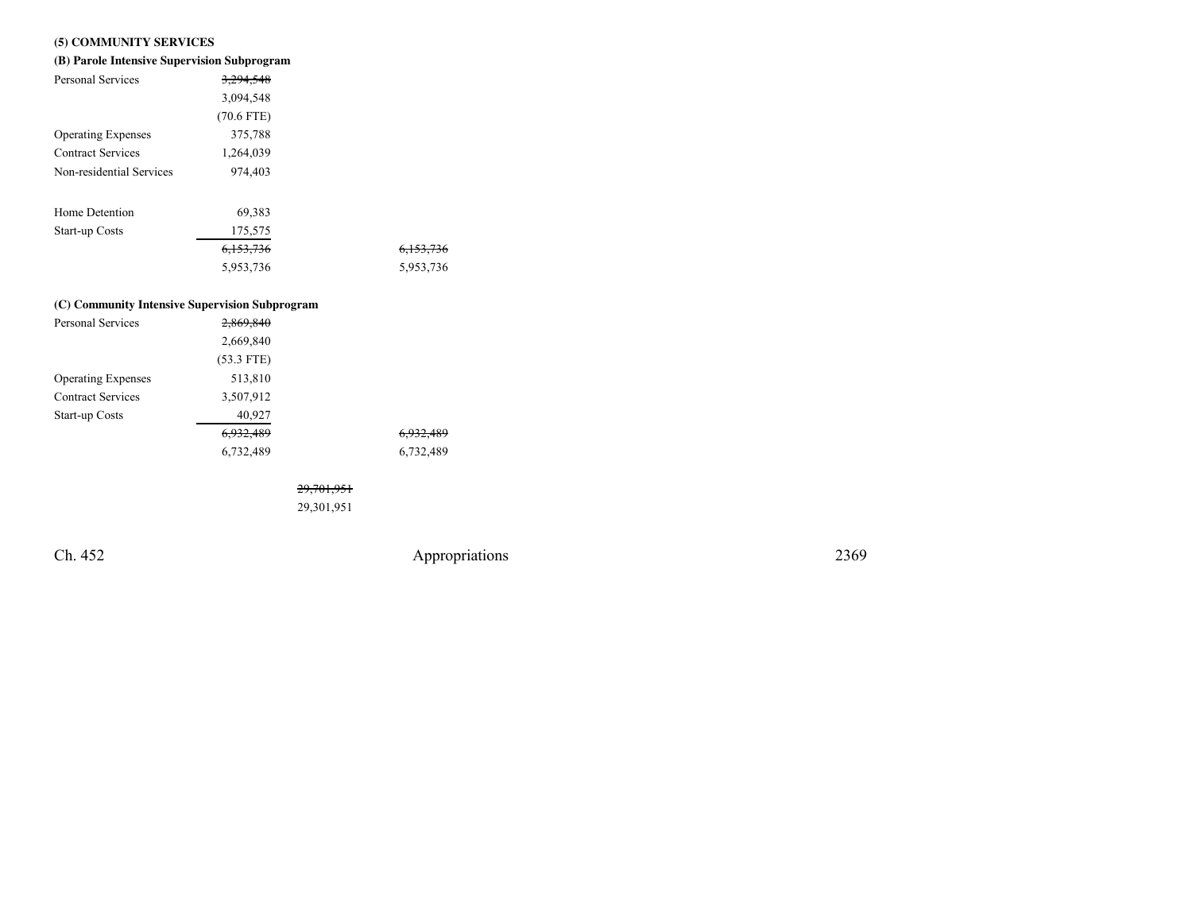**(5) COMMUNITY SERVICES**

**(B) Parole Intensive Supervision Subprogram**

| | | | |
|---|---|---|---|
| Personal Services | ~~3,294,548~~ | | |
| | 3,094,548 | | |
| | (70.6 FTE) | | |
| Operating Expenses | 375,788 | | |
| Contract Services | 1,264,039 | | |
| Non-residential Services | 974,403 | | |
| Home Detention | 69,383 | | |
| Start-up Costs | 175,575 | | |
| | ~~6,153,736~~ | | ~~6,153,736~~ |
| | 5,953,736 | | 5,953,736 |

**(C) Community Intensive Supervision Subprogram**

| | | | |
|---|---|---|---|
| Personal Services | ~~2,869,840~~ | | |
| | 2,669,840 | | |
| | (53.3 FTE) | | |
| Operating Expenses | 513,810 | | |
| Contract Services | 3,507,912 | | |
| Start-up Costs | 40,927 | | |
| | ~~6,932,489~~ | | ~~6,932,489~~ |
| | 6,732,489 | | 6,732,489 |
| | | ~~29,701,951~~ | |
| | | 29,301,951 | |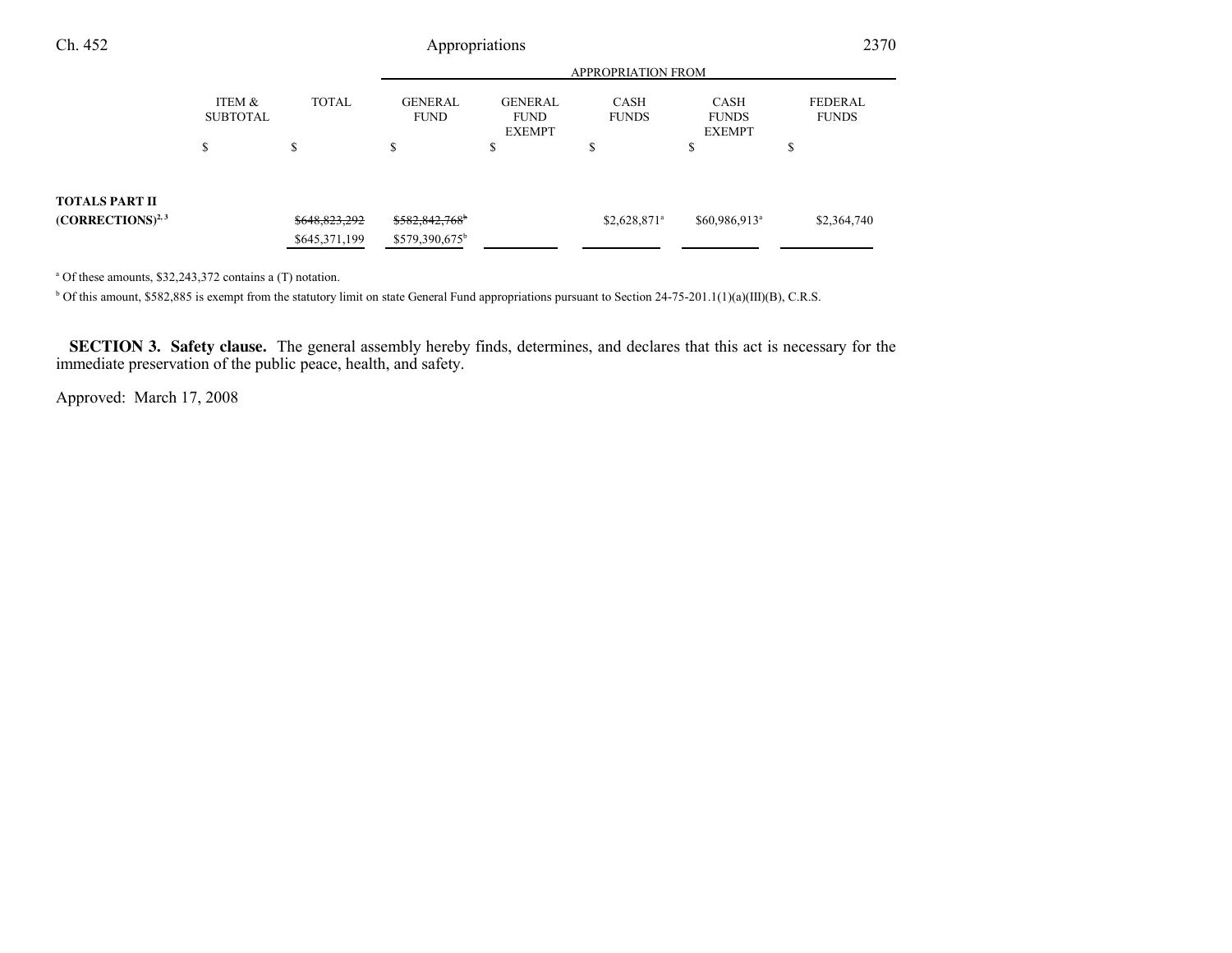| | ITEM & SUBTOTAL | TOTAL | APPROPRIATION FROM GENERAL FUND | GENERAL FUND EXEMPT | CASH FUNDS | CASH FUNDS EXEMPT | FEDERAL FUNDS |
|---|---|---|---|---|---|---|---|
| | $ | $ | $ | $ | $ | $ | $ |
| **TOTALS PART II (CORRECTIONS)**[2, 3] | | ~~$648,823,292~~ $645,371,199 | ~~$582,842,768~~[b] $579,390,675[b] | | $2,628,871[a] | $60,986,913[a] | $2,364,740 |

[a] Of these amounts, $32,243,372 contains a (T) notation.

[b] Of this amount, $582,885 is exempt from the statutory limit on state General Fund appropriations pursuant to Section 24-75-201.1(1)(a)(III)(B), C.R.S.

**SECTION 3. Safety clause.** The general assembly hereby finds, determines, and declares that this act is necessary for the immediate preservation of the public peace, health, and safety.

Approved: March 17, 2008